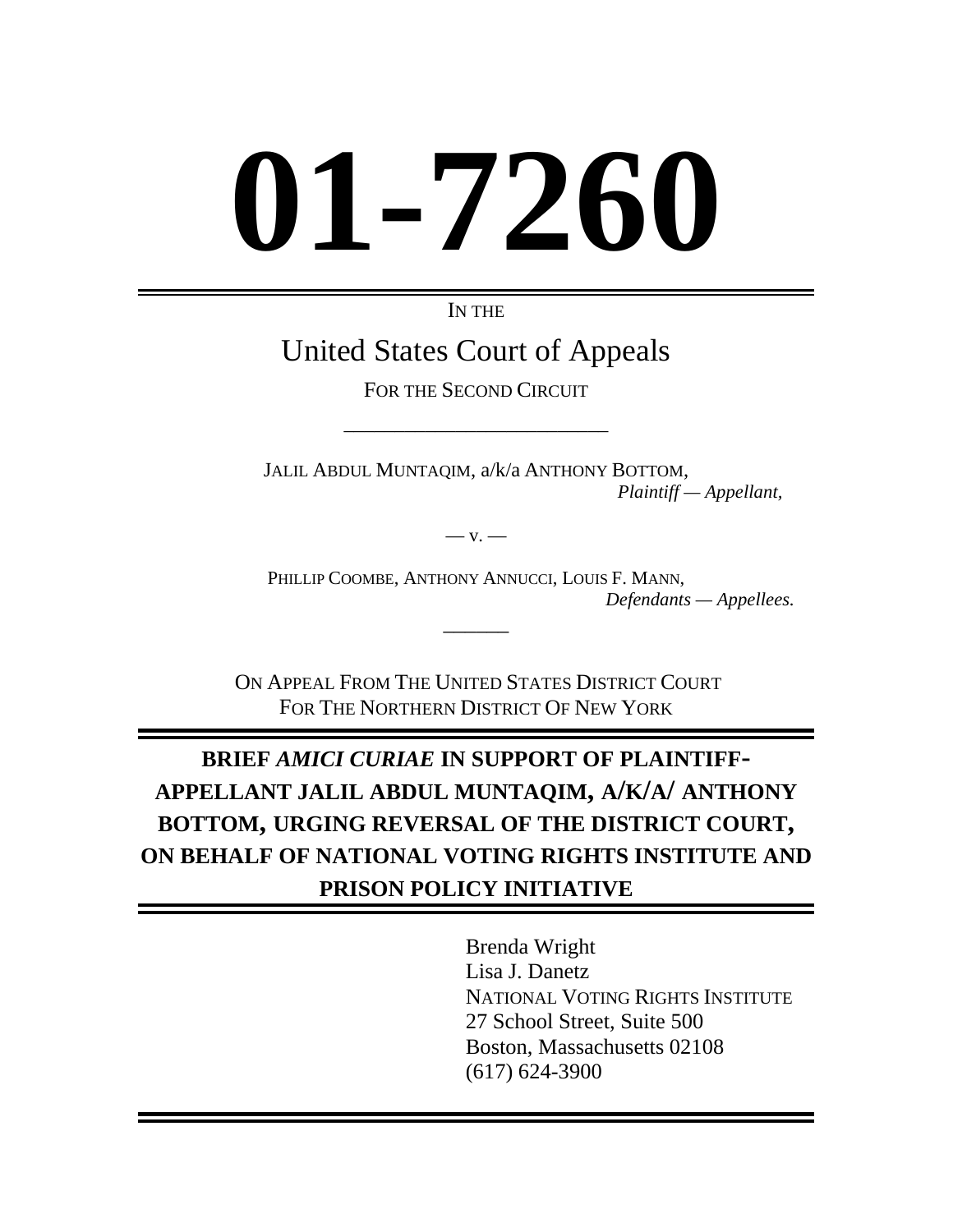# 01-7260

IN THE

## United States Court of Appeals

FOR THE SECOND CIRCUIT

---

JALIL ABDUL MUNTAQIM, a/k/a ANTHONY BOTTOM,
*Plaintiff — Appellant,*

— v. —

PHILLIP COOMBE, ANTHONY ANNUCCI, LOUIS F. MANN,
*Defendants — Appellees.*

---

ON APPEAL FROM THE UNITED STATES DISTRICT COURT
FOR THE NORTHERN DISTRICT OF NEW YORK

---

**BRIEF *AMICI CURIAE* IN SUPPORT OF PLAINTIFF-APPELLANT JALIL ABDUL MUNTAQIM, A/K/A/ ANTHONY BOTTOM, URGING REVERSAL OF THE DISTRICT COURT, ON BEHALF OF NATIONAL VOTING RIGHTS INSTITUTE AND PRISON POLICY INITIATIVE**

---

Brenda Wright
Lisa J. Danetz
NATIONAL VOTING RIGHTS INSTITUTE
27 School Street, Suite 500
Boston, Massachusetts 02108
(617) 624-3900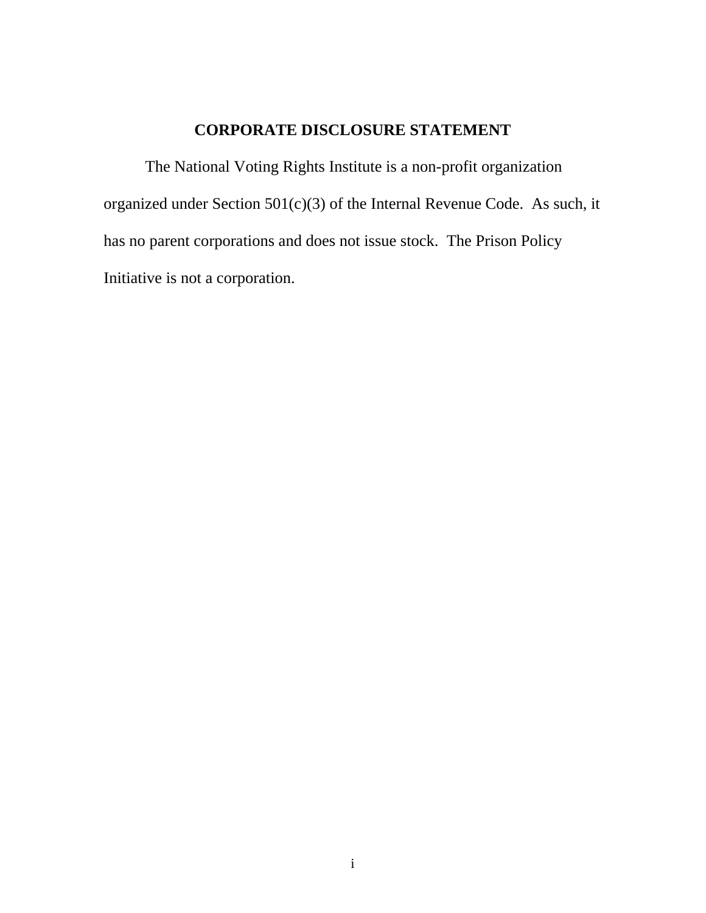# CORPORATE DISCLOSURE STATEMENT

The National Voting Rights Institute is a non-profit organization organized under Section 501(c)(3) of the Internal Revenue Code. As such, it has no parent corporations and does not issue stock. The Prison Policy Initiative is not a corporation.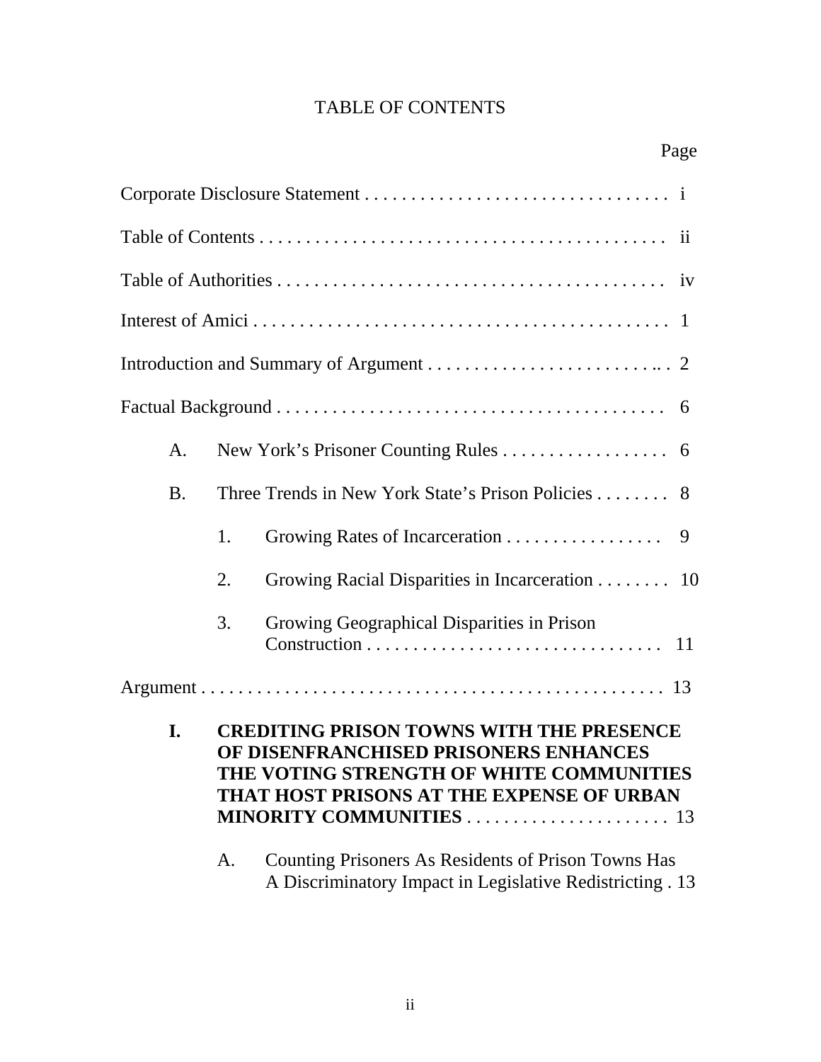# TABLE OF CONTENTS

| | Page |
|---|---|
| Corporate Disclosure Statement | i |
| Table of Contents | ii |
| Table of Authorities | iv |
| Interest of Amici | 1 |
| Introduction and Summary of Argument | 2 |
| Factual Background | 6 |
| A. New York's Prisoner Counting Rules | 6 |
| B. Three Trends in New York State's Prison Policies | 8 |
| 1. Growing Rates of Incarceration | 9 |
| 2. Growing Racial Disparities in Incarceration | 10 |
| 3. Growing Geographical Disparities in Prison Construction | 11 |
| Argument | 13 |
| **I. CREDITING PRISON TOWNS WITH THE PRESENCE OF DISENFRANCHISED PRISONERS ENHANCES THE VOTING STRENGTH OF WHITE COMMUNITIES THAT HOST PRISONS AT THE EXPENSE OF URBAN MINORITY COMMUNITIES** | 13 |
| A. Counting Prisoners As Residents of Prison Towns Has A Discriminatory Impact in Legislative Redistricting | 13 |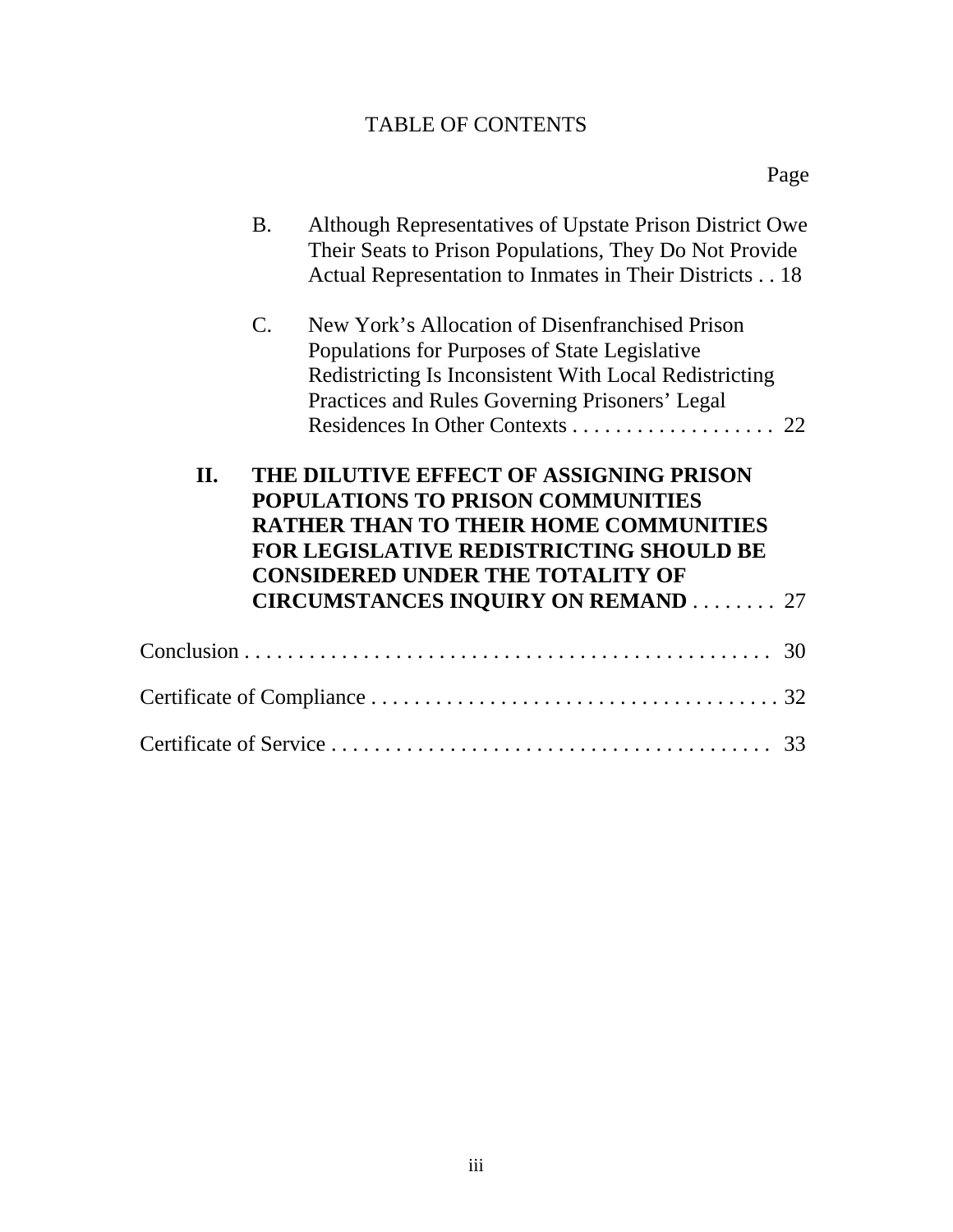TABLE OF CONTENTS

Page

B. Although Representatives of Upstate Prison District Owe Their Seats to Prison Populations, They Do Not Provide Actual Representation to Inmates in Their Districts . . 18

C. New York's Allocation of Disenfranchised Prison Populations for Purposes of State Legislative Redistricting Is Inconsistent With Local Redistricting Practices and Rules Governing Prisoners' Legal Residences In Other Contexts . . . . . . . . . . . . . . . . . . . 22

**II. THE DILUTIVE EFFECT OF ASSIGNING PRISON POPULATIONS TO PRISON COMMUNITIES RATHER THAN TO THEIR HOME COMMUNITIES FOR LEGISLATIVE REDISTRICTING SHOULD BE CONSIDERED UNDER THE TOTALITY OF CIRCUMSTANCES INQUIRY ON REMAND** . . . . . . . . 27

Conclusion . . . . . . . . . . . . . . . . . . . . . . . . . . . . . . . . . . . . . . . . . . . . . . . . . 30

Certificate of Compliance . . . . . . . . . . . . . . . . . . . . . . . . . . . . . . . . . . . . . . 32

Certificate of Service . . . . . . . . . . . . . . . . . . . . . . . . . . . . . . . . . . . . . . . . . 33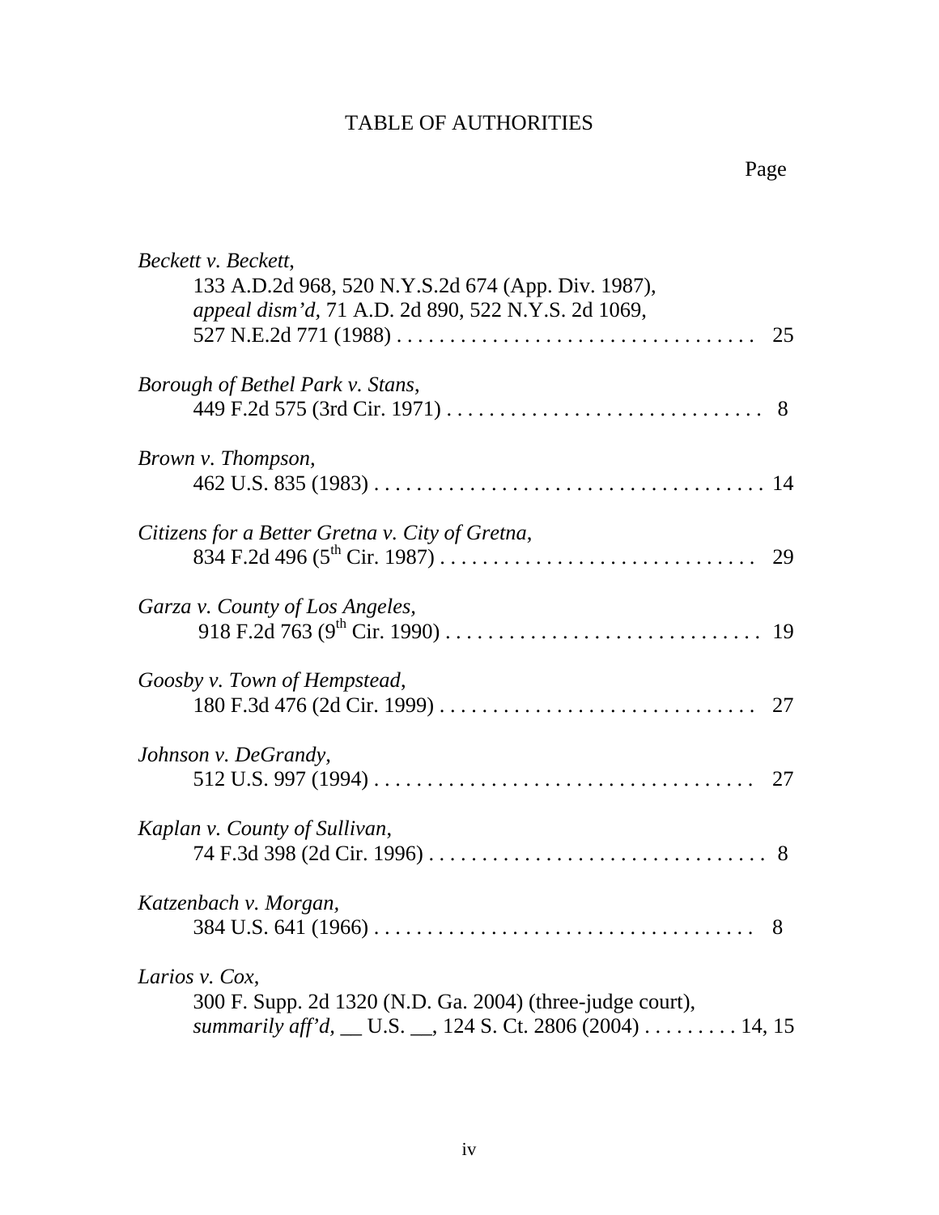# TABLE OF AUTHORITIES

Page

*Beckett v. Beckett*,
133 A.D.2d 968, 520 N.Y.S.2d 674 (App. Div. 1987),
*appeal dism'd*, 71 A.D. 2d 890, 522 N.Y.S. 2d 1069,
527 N.E.2d 771 (1988) . . . . . . . . . . . . . . . . . . . . . . . . . . . . . . . . . . 25

*Borough of Bethel Park v. Stans*,
449 F.2d 575 (3rd Cir. 1971) . . . . . . . . . . . . . . . . . . . . . . . . . . . . . . 8

*Brown v. Thompson*,
462 U.S. 835 (1983) . . . . . . . . . . . . . . . . . . . . . . . . . . . . . . . . . . . . . 14

*Citizens for a Better Gretna v. City of Gretna*,
834 F.2d 496 (5th Cir. 1987) . . . . . . . . . . . . . . . . . . . . . . . . . . . . . . 29

*Garza v. County of Los Angeles*,
918 F.2d 763 (9th Cir. 1990) . . . . . . . . . . . . . . . . . . . . . . . . . . . . . . 19

*Goosby v. Town of Hempstead*,
180 F.3d 476 (2d Cir. 1999) . . . . . . . . . . . . . . . . . . . . . . . . . . . . . . 27

*Johnson v. DeGrandy*,
512 U.S. 997 (1994) . . . . . . . . . . . . . . . . . . . . . . . . . . . . . . . . . . . . 27

*Kaplan v. County of Sullivan*,
74 F.3d 398 (2d Cir. 1996) . . . . . . . . . . . . . . . . . . . . . . . . . . . . . . . . 8

*Katzenbach v. Morgan*,
384 U.S. 641 (1966) . . . . . . . . . . . . . . . . . . . . . . . . . . . . . . . . . . . . 8

*Larios v. Cox*,
300 F. Supp. 2d 1320 (N.D. Ga. 2004) (three-judge court),
*summarily aff'd*, __ U.S. __, 124 S. Ct. 2806 (2004) . . . . . . . . . 14, 15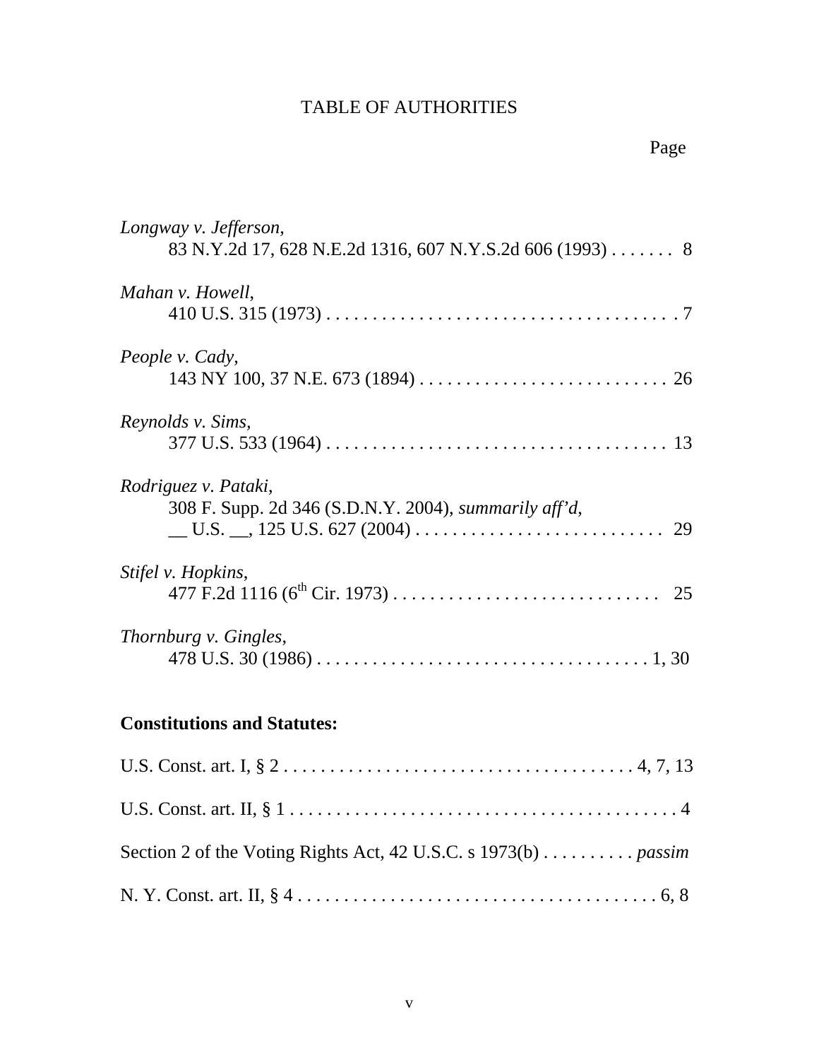# TABLE OF AUTHORITIES

Page

*Longway v. Jefferson*,
83 N.Y.2d 17, 628 N.E.2d 1316, 607 N.Y.S.2d 606 (1993) . . . . . . . 8

*Mahan v. Howell*,
410 U.S. 315 (1973) . . . . . . . . . . . . . . . . . . . . . . . . . . . . . . . . . . . . . . 7

*People v. Cady*,
143 NY 100, 37 N.E. 673 (1894) . . . . . . . . . . . . . . . . . . . . . . . . . . . 26

*Reynolds v. Sims*,
377 U.S. 533 (1964) . . . . . . . . . . . . . . . . . . . . . . . . . . . . . . . . . . . . . 13

*Rodriguez v. Pataki*,
308 F. Supp. 2d 346 (S.D.N.Y. 2004), *summarily aff'd*,
__ U.S. __, 125 U.S. 627 (2004) . . . . . . . . . . . . . . . . . . . . . . . . . . . 29

*Stifel v. Hopkins*,
477 F.2d 1116 (6th Cir. 1973) . . . . . . . . . . . . . . . . . . . . . . . . . . . . . 25

*Thornburg v. Gingles*,
478 U.S. 30 (1986) . . . . . . . . . . . . . . . . . . . . . . . . . . . . . . . . . . . . 1, 30

**Constitutions and Statutes:**

U.S. Const. art. I, § 2 . . . . . . . . . . . . . . . . . . . . . . . . . . . . . . . . . . . . . 4, 7, 13

U.S. Const. art. II, § 1 . . . . . . . . . . . . . . . . . . . . . . . . . . . . . . . . . . . . . . . . . 4

Section 2 of the Voting Rights Act, 42 U.S.C. s 1973(b) . . . . . . . . . . *passim*

N. Y. Const. art. II, § 4 . . . . . . . . . . . . . . . . . . . . . . . . . . . . . . . . . . . . . . 6, 8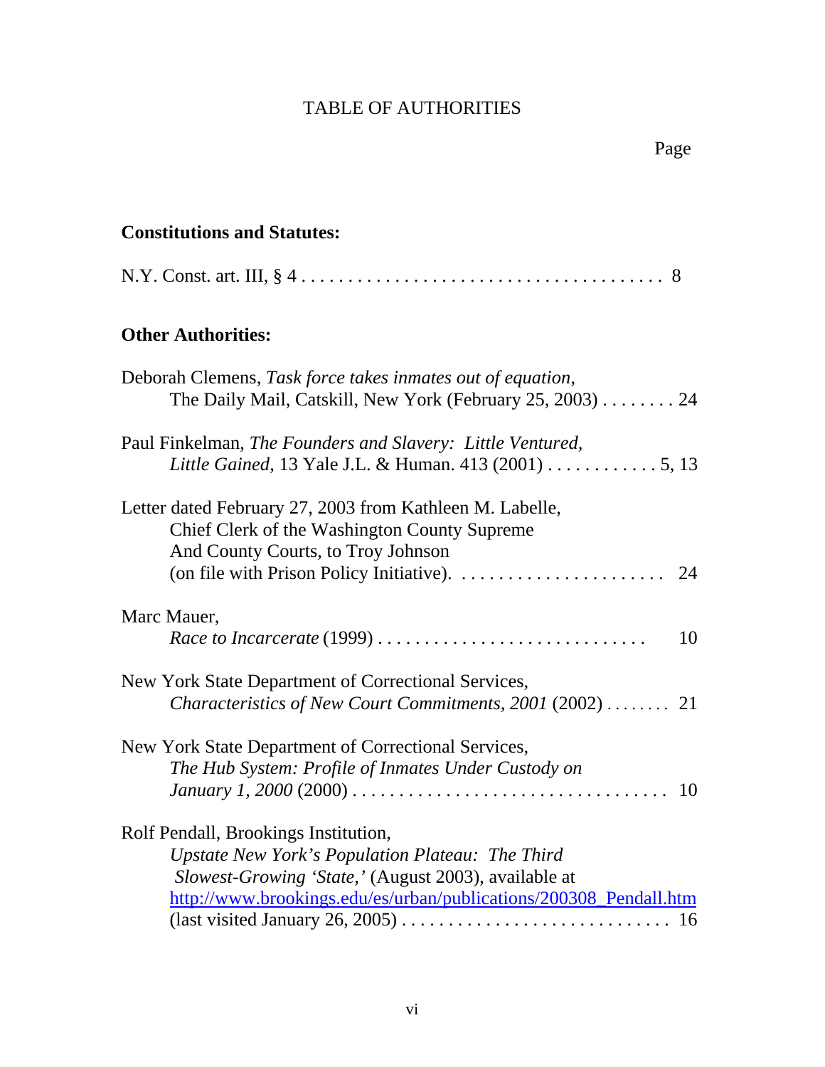# TABLE OF AUTHORITIES

Page

**Constitutions and Statutes:**

N.Y. Const. art. III, § 4 . . . . . . . . . . . . . . . . . . . . . . . . . . . . . . . . . . . . . . . 8

**Other Authorities:**

Deborah Clemens, *Task force takes inmates out of equation*, The Daily Mail, Catskill, New York (February 25, 2003) . . . . . . . . 24

Paul Finkelman, *The Founders and Slavery: Little Ventured, Little Gained*, 13 Yale J.L. & Human. 413 (2001) . . . . . . . . . . . . 5, 13

Letter dated February 27, 2003 from Kathleen M. Labelle, Chief Clerk of the Washington County Supreme And County Courts, to Troy Johnson (on file with Prison Policy Initiative). . . . . . . . . . . . . . . . . . . . . . . 24

Marc Mauer, *Race to Incarcerate* (1999) . . . . . . . . . . . . . . . . . . . . . . . . . . . . . 10

New York State Department of Correctional Services, *Characteristics of New Court Commitments, 2001* (2002) . . . . . . . . 21

New York State Department of Correctional Services, *The Hub System: Profile of Inmates Under Custody on January 1, 2000* (2000) . . . . . . . . . . . . . . . . . . . . . . . . . . . . . . . . . . 10

Rolf Pendall, Brookings Institution, *Upstate New York's Population Plateau: The Third Slowest-Growing 'State,'* (August 2003), available at http://www.brookings.edu/es/urban/publications/200308_Pendall.htm (last visited January 26, 2005) . . . . . . . . . . . . . . . . . . . . . . . . . . . . . 16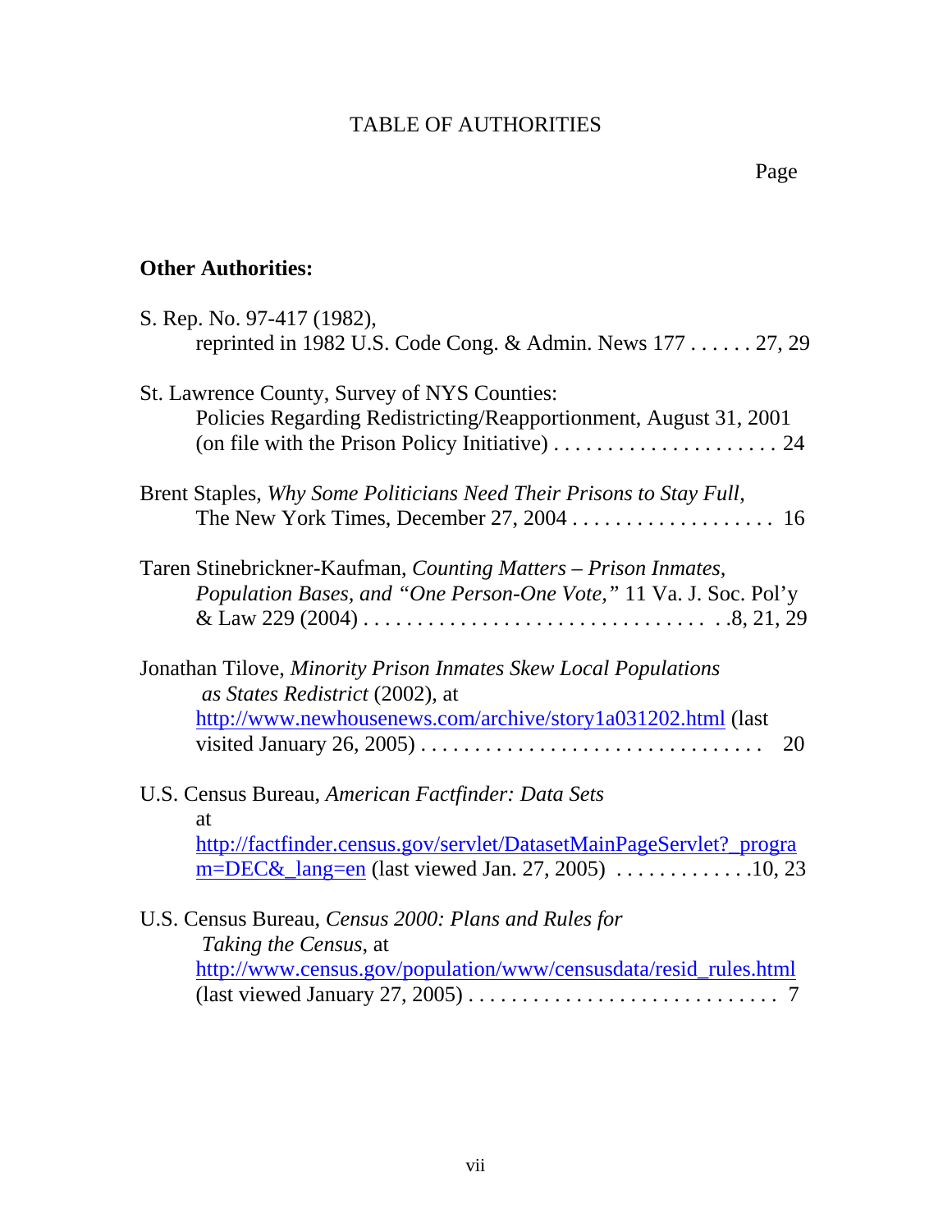# TABLE OF AUTHORITIES

Page

**Other Authorities:**

S. Rep. No. 97-417 (1982),
reprinted in 1982 U.S. Code Cong. & Admin. News 177 . . . . . . 27, 29

St. Lawrence County, Survey of NYS Counties:
Policies Regarding Redistricting/Reapportionment, August 31, 2001
(on file with the Prison Policy Initiative) . . . . . . . . . . . . . . . . . . . . . . 24

Brent Staples, *Why Some Politicians Need Their Prisons to Stay Full*,
The New York Times, December 27, 2004 . . . . . . . . . . . . . . . . . . . . 16

Taren Stinebrickner-Kaufman, *Counting Matters – Prison Inmates, Population Bases, and "One Person-One Vote,"* 11 Va. J. Soc. Pol'y & Law 229 (2004) . . . . . . . . . . . . . . . . . . . . . . . . . . . . . . . . . .8, 21, 29

Jonathan Tilove, *Minority Prison Inmates Skew Local Populations as States Redistrict* (2002), at
http://www.newhousenews.com/archive/story1a031202.html (last visited January 26, 2005) . . . . . . . . . . . . . . . . . . . . . . . . . . . . . . . . 20

U.S. Census Bureau, *American Factfinder: Data Sets*
at
http://factfinder.census.gov/servlet/DatasetMainPageServlet?_program=DEC&_lang=en (last viewed Jan. 27, 2005) . . . . . . . . . . . . .10, 23

U.S. Census Bureau, *Census 2000: Plans and Rules for Taking the Census*, at
http://www.census.gov/population/www/censusdata/resid_rules.html
(last viewed January 27, 2005) . . . . . . . . . . . . . . . . . . . . . . . . . . . . . 7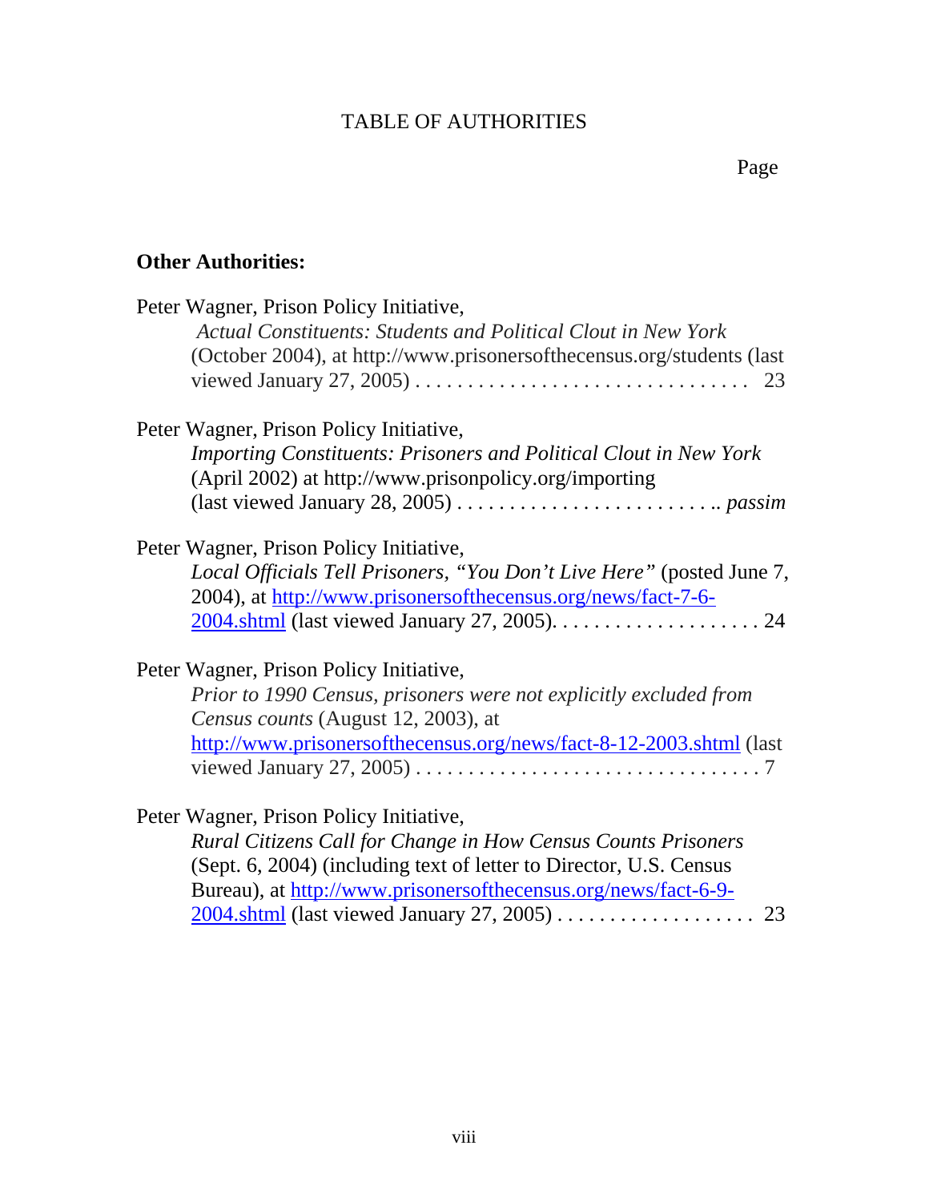# TABLE OF AUTHORITIES

Page

**Other Authorities:**

Peter Wagner, Prison Policy Initiative, *Actual Constituents: Students and Political Clout in New York* (October 2004), at http://www.prisonersofthecensus.org/students (last viewed January 27, 2005) . . . . . . . . . . . . . . . . . . . . . . . . . . . . . . . . 23

Peter Wagner, Prison Policy Initiative, *Importing Constituents: Prisoners and Political Clout in New York* (April 2002) at http://www.prisonpolicy.org/importing (last viewed January 28, 2005) . . . . . . . . . . . . . . . . . . . . . . . . . .. *passim*

Peter Wagner, Prison Policy Initiative, *Local Officials Tell Prisoners, "You Don't Live Here"* (posted June 7, 2004), at http://www.prisonersofthecensus.org/news/fact-7-6-2004.shtml (last viewed January 27, 2005). . . . . . . . . . . . . . . . . . . . 24

Peter Wagner, Prison Policy Initiative, *Prior to 1990 Census, prisoners were not explicitly excluded from Census counts* (August 12, 2003), at http://www.prisonersofthecensus.org/news/fact-8-12-2003.shtml (last viewed January 27, 2005) . . . . . . . . . . . . . . . . . . . . . . . . . . . . . . . . 7

Peter Wagner, Prison Policy Initiative, *Rural Citizens Call for Change in How Census Counts Prisoners* (Sept. 6, 2004) (including text of letter to Director, U.S. Census Bureau), at http://www.prisonersofthecensus.org/news/fact-6-9-2004.shtml (last viewed January 27, 2005) . . . . . . . . . . . . . . . . . . . 23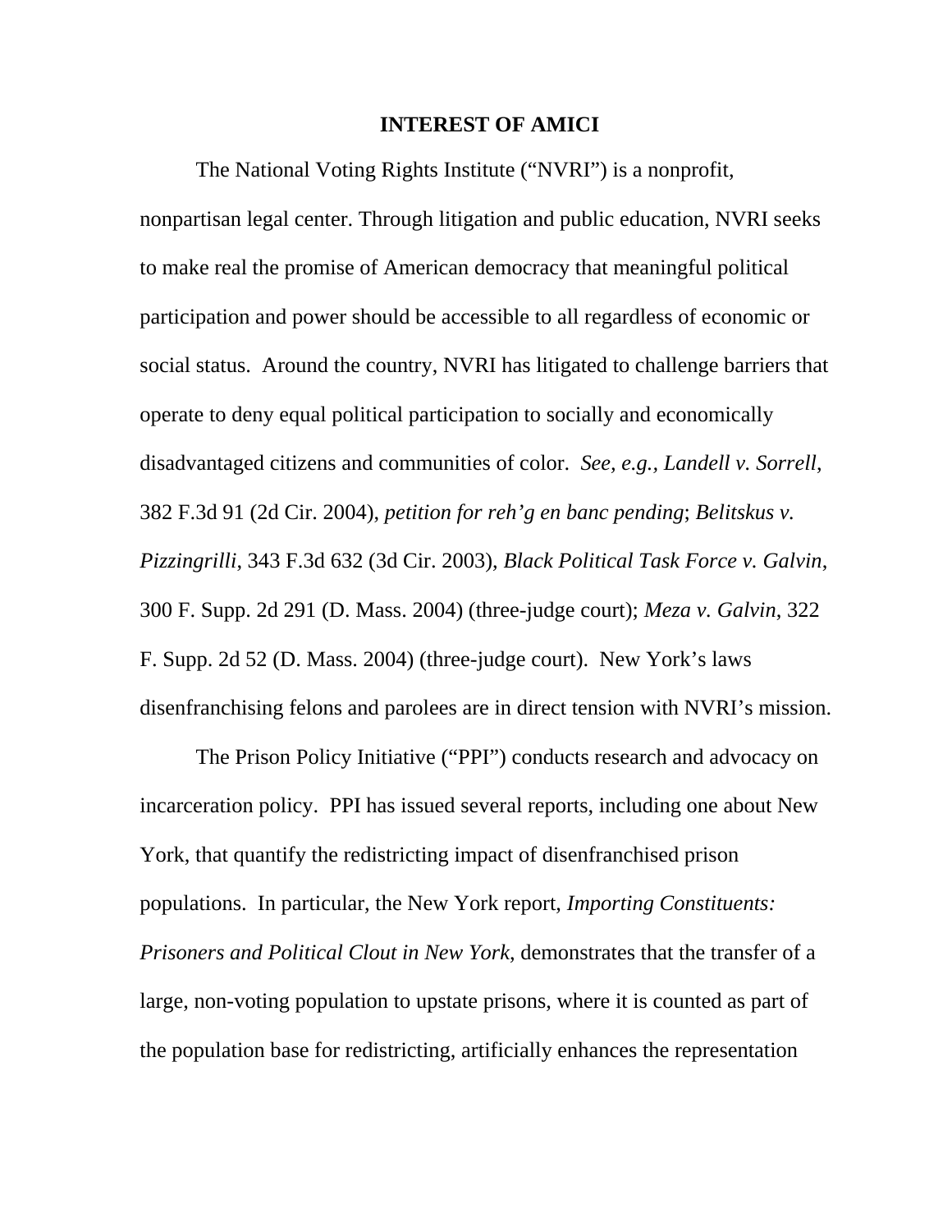## INTEREST OF AMICI

The National Voting Rights Institute ("NVRI") is a nonprofit, nonpartisan legal center. Through litigation and public education, NVRI seeks to make real the promise of American democracy that meaningful political participation and power should be accessible to all regardless of economic or social status. Around the country, NVRI has litigated to challenge barriers that operate to deny equal political participation to socially and economically disadvantaged citizens and communities of color. *See, e.g.*, *Landell v. Sorrell*, 382 F.3d 91 (2d Cir. 2004), *petition for reh'g en banc pending*; *Belitskus v. Pizzingrilli*, 343 F.3d 632 (3d Cir. 2003), *Black Political Task Force v. Galvin*, 300 F. Supp. 2d 291 (D. Mass. 2004) (three-judge court); *Meza v. Galvin*, 322 F. Supp. 2d 52 (D. Mass. 2004) (three-judge court). New York's laws disenfranchising felons and parolees are in direct tension with NVRI's mission.

The Prison Policy Initiative ("PPI") conducts research and advocacy on incarceration policy. PPI has issued several reports, including one about New York, that quantify the redistricting impact of disenfranchised prison populations. In particular, the New York report, *Importing Constituents: Prisoners and Political Clout in New York*, demonstrates that the transfer of a large, non-voting population to upstate prisons, where it is counted as part of the population base for redistricting, artificially enhances the representation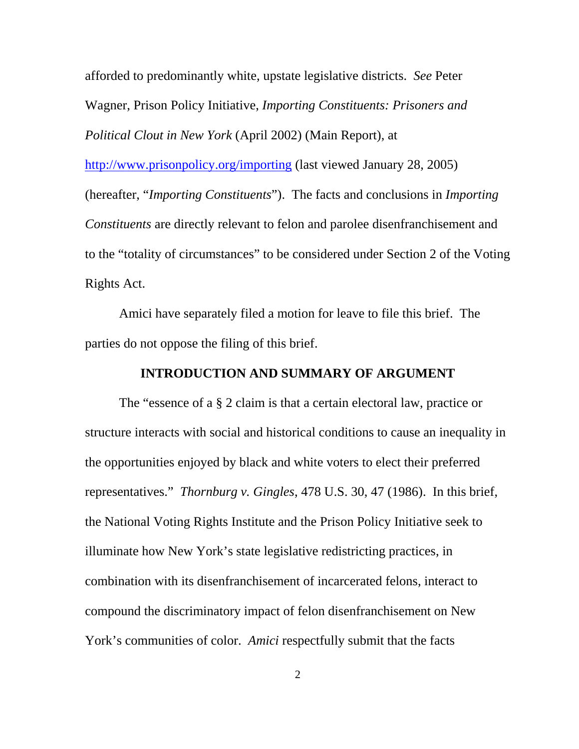afforded to predominantly white, upstate legislative districts. *See* Peter Wagner, Prison Policy Initiative, *Importing Constituents: Prisoners and Political Clout in New York* (April 2002) (Main Report), at http://www.prisonpolicy.org/importing (last viewed January 28, 2005) (hereafter, "*Importing Constituents*"). The facts and conclusions in *Importing Constituents* are directly relevant to felon and parolee disenfranchisement and to the "totality of circumstances" to be considered under Section 2 of the Voting Rights Act.

Amici have separately filed a motion for leave to file this brief. The parties do not oppose the filing of this brief.

## INTRODUCTION AND SUMMARY OF ARGUMENT

The "essence of a § 2 claim is that a certain electoral law, practice or structure interacts with social and historical conditions to cause an inequality in the opportunities enjoyed by black and white voters to elect their preferred representatives." *Thornburg v. Gingles*, 478 U.S. 30, 47 (1986). In this brief, the National Voting Rights Institute and the Prison Policy Initiative seek to illuminate how New York's state legislative redistricting practices, in combination with its disenfranchisement of incarcerated felons, interact to compound the discriminatory impact of felon disenfranchisement on New York's communities of color. *Amici* respectfully submit that the facts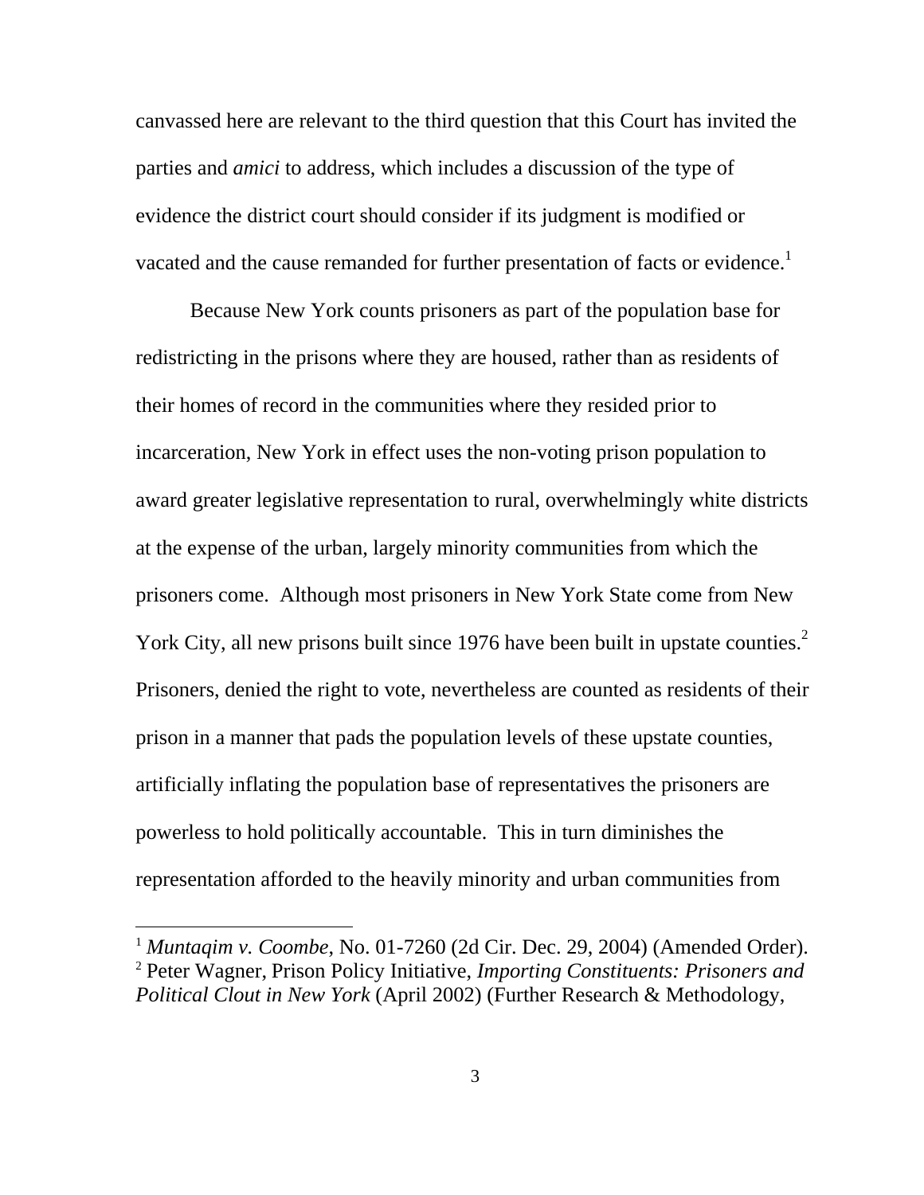canvassed here are relevant to the third question that this Court has invited the parties and *amici* to address, which includes a discussion of the type of evidence the district court should consider if its judgment is modified or vacated and the cause remanded for further presentation of facts or evidence.[1]

Because New York counts prisoners as part of the population base for redistricting in the prisons where they are housed, rather than as residents of their homes of record in the communities where they resided prior to incarceration, New York in effect uses the non-voting prison population to award greater legislative representation to rural, overwhelmingly white districts at the expense of the urban, largely minority communities from which the prisoners come. Although most prisoners in New York State come from New York City, all new prisons built since 1976 have been built in upstate counties.[2] Prisoners, denied the right to vote, nevertheless are counted as residents of their prison in a manner that pads the population levels of these upstate counties, artificially inflating the population base of representatives the prisoners are powerless to hold politically accountable. This in turn diminishes the representation afforded to the heavily minority and urban communities from

---

[1] *Muntaqim v. Coombe*, No. 01-7260 (2d Cir. Dec. 29, 2004) (Amended Order).

[2] Peter Wagner, Prison Policy Initiative, *Importing Constituents: Prisoners and Political Clout in New York* (April 2002) (Further Research & Methodology,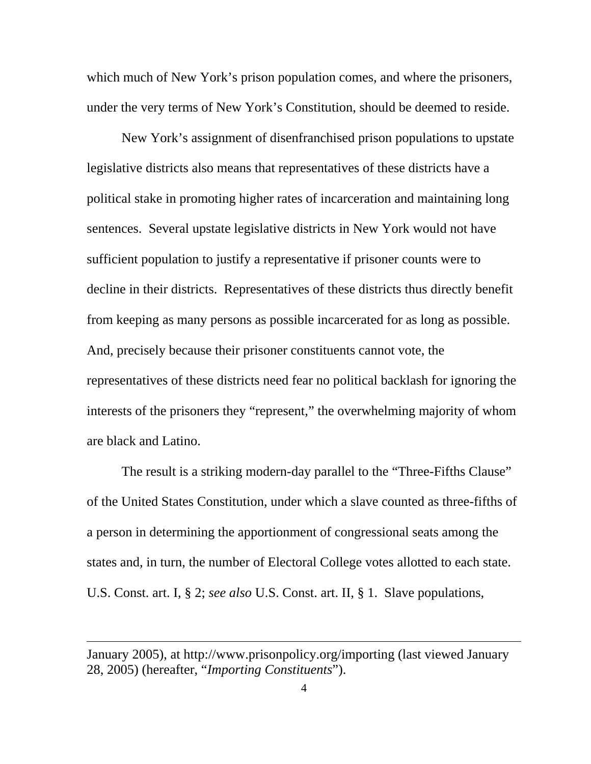which much of New York's prison population comes, and where the prisoners, under the very terms of New York's Constitution, should be deemed to reside.

New York's assignment of disenfranchised prison populations to upstate legislative districts also means that representatives of these districts have a political stake in promoting higher rates of incarceration and maintaining long sentences. Several upstate legislative districts in New York would not have sufficient population to justify a representative if prisoner counts were to decline in their districts. Representatives of these districts thus directly benefit from keeping as many persons as possible incarcerated for as long as possible. And, precisely because their prisoner constituents cannot vote, the representatives of these districts need fear no political backlash for ignoring the interests of the prisoners they "represent," the overwhelming majority of whom are black and Latino.

The result is a striking modern-day parallel to the "Three-Fifths Clause" of the United States Constitution, under which a slave counted as three-fifths of a person in determining the apportionment of congressional seats among the states and, in turn, the number of Electoral College votes allotted to each state. U.S. Const. art. I, § 2; *see also* U.S. Const. art. II, § 1. Slave populations,

---

January 2005), at http://www.prisonpolicy.org/importing (last viewed January 28, 2005) (hereafter, "*Importing Constituents*").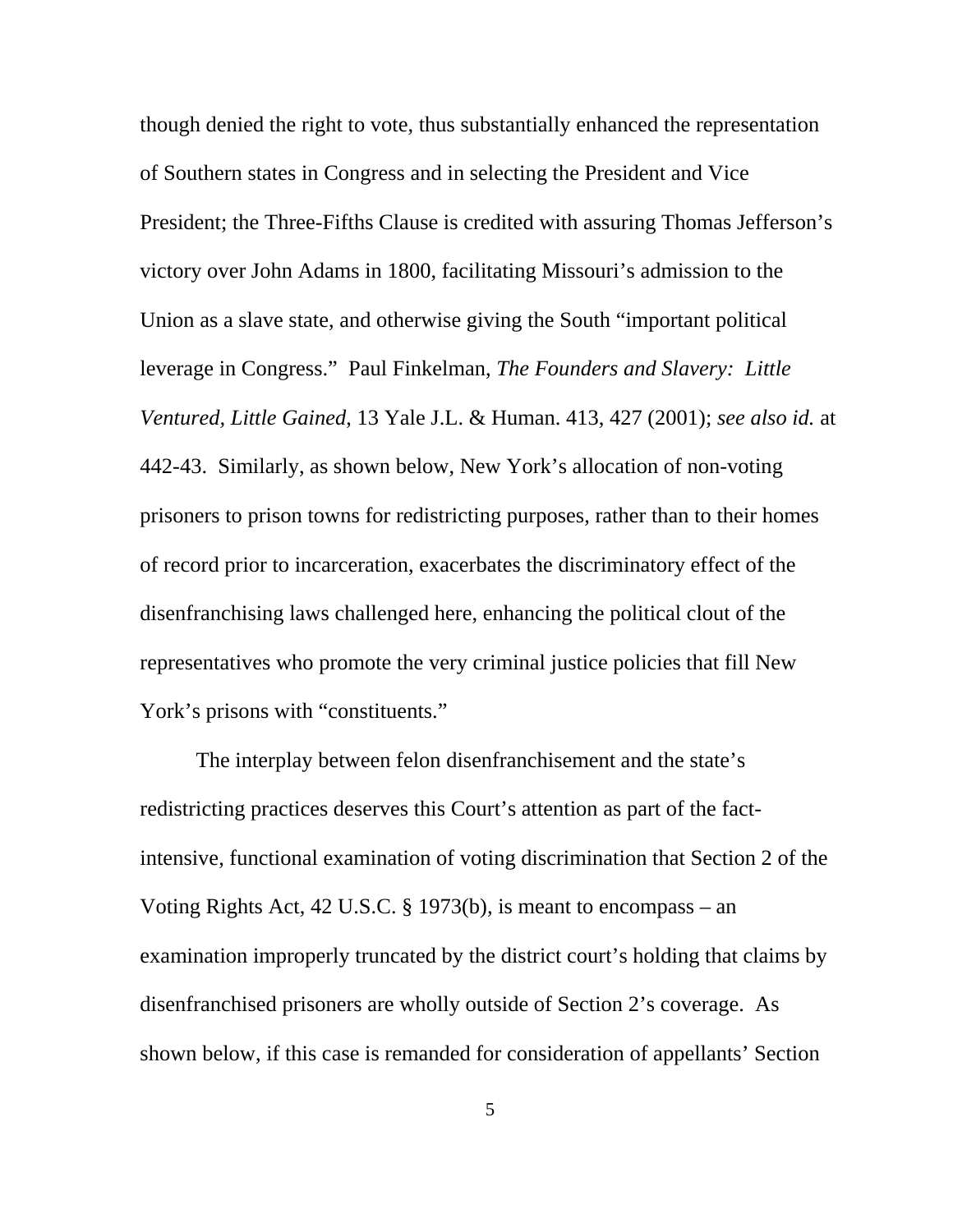though denied the right to vote, thus substantially enhanced the representation of Southern states in Congress and in selecting the President and Vice President; the Three-Fifths Clause is credited with assuring Thomas Jefferson's victory over John Adams in 1800, facilitating Missouri's admission to the Union as a slave state, and otherwise giving the South "important political leverage in Congress." Paul Finkelman, *The Founders and Slavery: Little Ventured, Little Gained*, 13 Yale J.L. & Human. 413, 427 (2001); *see also id.* at 442-43. Similarly, as shown below, New York's allocation of non-voting prisoners to prison towns for redistricting purposes, rather than to their homes of record prior to incarceration, exacerbates the discriminatory effect of the disenfranchising laws challenged here, enhancing the political clout of the representatives who promote the very criminal justice policies that fill New York's prisons with "constituents."

The interplay between felon disenfranchisement and the state's redistricting practices deserves this Court's attention as part of the fact-intensive, functional examination of voting discrimination that Section 2 of the Voting Rights Act, 42 U.S.C. § 1973(b), is meant to encompass – an examination improperly truncated by the district court's holding that claims by disenfranchised prisoners are wholly outside of Section 2's coverage. As shown below, if this case is remanded for consideration of appellants' Section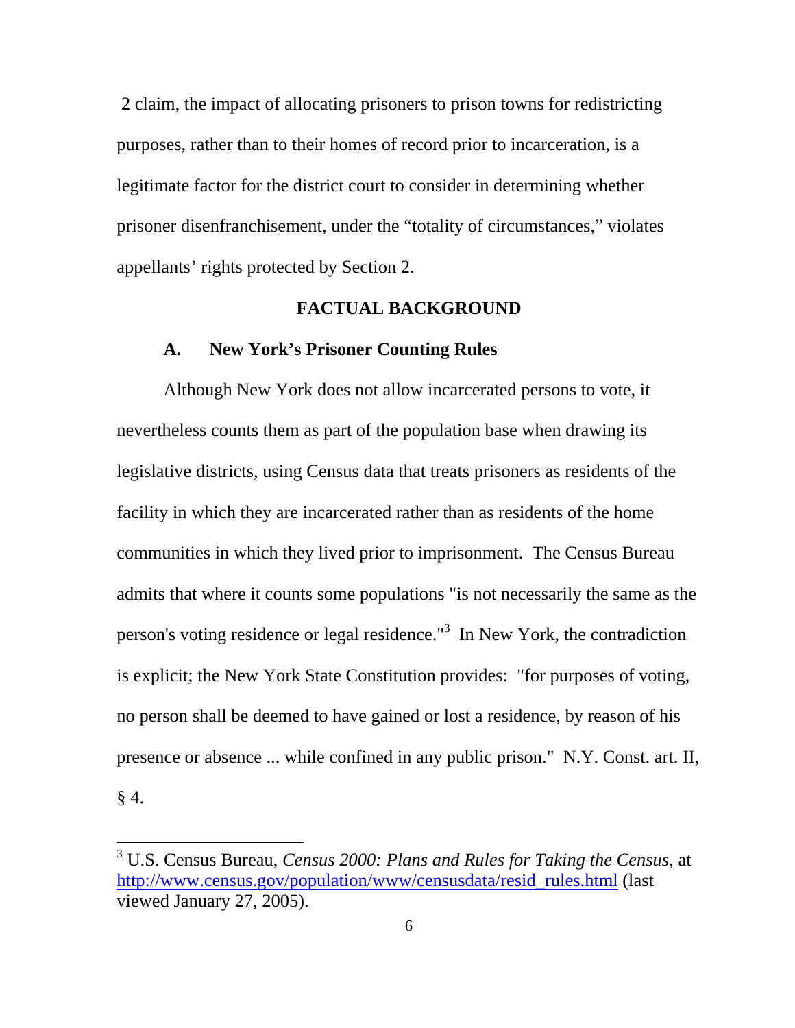2 claim, the impact of allocating prisoners to prison towns for redistricting purposes, rather than to their homes of record prior to incarceration, is a legitimate factor for the district court to consider in determining whether prisoner disenfranchisement, under the "totality of circumstances," violates appellants' rights protected by Section 2.

## FACTUAL BACKGROUND

### A. New York's Prisoner Counting Rules

Although New York does not allow incarcerated persons to vote, it nevertheless counts them as part of the population base when drawing its legislative districts, using Census data that treats prisoners as residents of the facility in which they are incarcerated rather than as residents of the home communities in which they lived prior to imprisonment. The Census Bureau admits that where it counts some populations "is not necessarily the same as the person's voting residence or legal residence."[3] In New York, the contradiction is explicit; the New York State Constitution provides: "for purposes of voting, no person shall be deemed to have gained or lost a residence, by reason of his presence or absence ... while confined in any public prison." N.Y. Const. art. II, § 4.

---

[3] U.S. Census Bureau, *Census 2000: Plans and Rules for Taking the Census*, at http://www.census.gov/population/www/censusdata/resid_rules.html (last viewed January 27, 2005).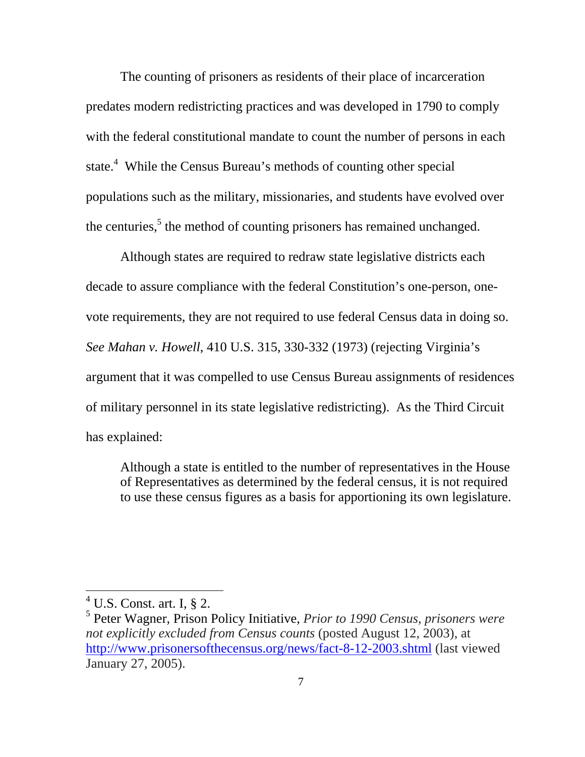The counting of prisoners as residents of their place of incarceration predates modern redistricting practices and was developed in 1790 to comply with the federal constitutional mandate to count the number of persons in each state.[4] While the Census Bureau's methods of counting other special populations such as the military, missionaries, and students have evolved over the centuries,[5] the method of counting prisoners has remained unchanged.

Although states are required to redraw state legislative districts each decade to assure compliance with the federal Constitution's one-person, one-vote requirements, they are not required to use federal Census data in doing so. *See Mahan v. Howell*, 410 U.S. 315, 330-332 (1973) (rejecting Virginia's argument that it was compelled to use Census Bureau assignments of residences of military personnel in its state legislative redistricting). As the Third Circuit has explained:

> Although a state is entitled to the number of representatives in the House of Representatives as determined by the federal census, it is not required to use these census figures as a basis for apportioning its own legislature.

---

[4] U.S. Const. art. I, § 2.

[5] Peter Wagner, Prison Policy Initiative, *Prior to 1990 Census, prisoners were not explicitly excluded from Census counts* (posted August 12, 2003), at http://www.prisonersofthecensus.org/news/fact-8-12-2003.shtml (last viewed January 27, 2005).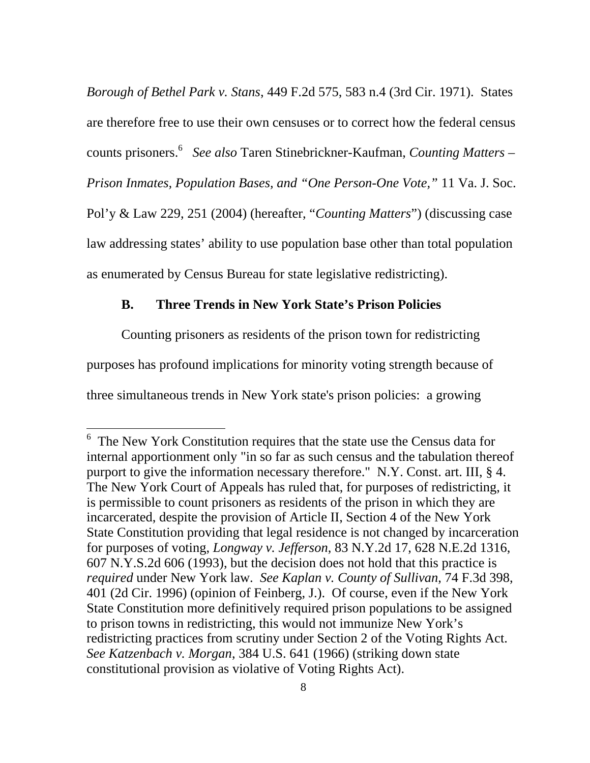*Borough of Bethel Park v. Stans*, 449 F.2d 575, 583 n.4 (3rd Cir. 1971). States are therefore free to use their own censuses or to correct how the federal census counts prisoners.[6] *See also* Taren Stinebrickner-Kaufman, *Counting Matters – Prison Inmates, Population Bases, and "One Person-One Vote,"* 11 Va. J. Soc. Pol'y & Law 229, 251 (2004) (hereafter, "*Counting Matters*") (discussing case law addressing states' ability to use population base other than total population as enumerated by Census Bureau for state legislative redistricting).

### B. Three Trends in New York State's Prison Policies

Counting prisoners as residents of the prison town for redistricting purposes has profound implications for minority voting strength because of three simultaneous trends in New York state's prison policies: a growing

---

[6] The New York Constitution requires that the state use the Census data for internal apportionment only "in so far as such census and the tabulation thereof purport to give the information necessary therefore." N.Y. Const. art. III, § 4. The New York Court of Appeals has ruled that, for purposes of redistricting, it is permissible to count prisoners as residents of the prison in which they are incarcerated, despite the provision of Article II, Section 4 of the New York State Constitution providing that legal residence is not changed by incarceration for purposes of voting, *Longway v. Jefferson*, 83 N.Y.2d 17, 628 N.E.2d 1316, 607 N.Y.S.2d 606 (1993), but the decision does not hold that this practice is *required* under New York law. *See Kaplan v. County of Sullivan*, 74 F.3d 398, 401 (2d Cir. 1996) (opinion of Feinberg, J.). Of course, even if the New York State Constitution more definitively required prison populations to be assigned to prison towns in redistricting, this would not immunize New York's redistricting practices from scrutiny under Section 2 of the Voting Rights Act. *See Katzenbach v. Morgan*, 384 U.S. 641 (1966) (striking down state constitutional provision as violative of Voting Rights Act).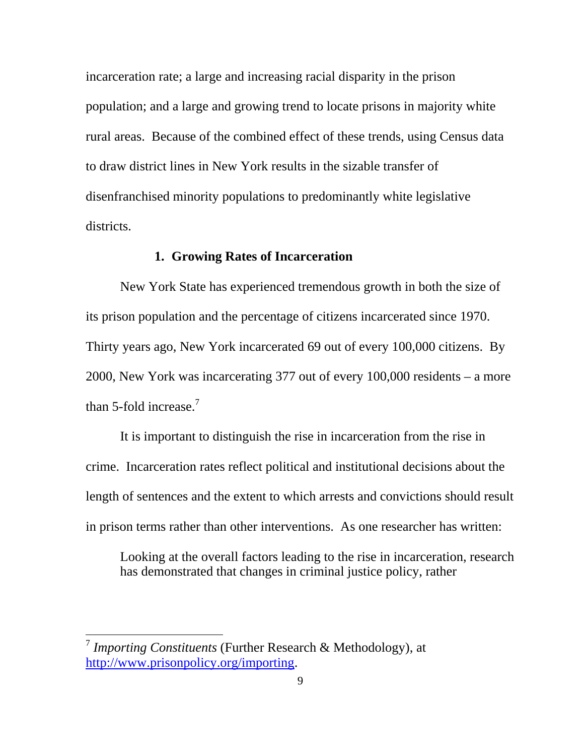incarceration rate; a large and increasing racial disparity in the prison population; and a large and growing trend to locate prisons in majority white rural areas. Because of the combined effect of these trends, using Census data to draw district lines in New York results in the sizable transfer of disenfranchised minority populations to predominantly white legislative districts.

### 1. Growing Rates of Incarceration

New York State has experienced tremendous growth in both the size of its prison population and the percentage of citizens incarcerated since 1970. Thirty years ago, New York incarcerated 69 out of every 100,000 citizens. By 2000, New York was incarcerating 377 out of every 100,000 residents – a more than 5-fold increase.[7]

It is important to distinguish the rise in incarceration from the rise in crime. Incarceration rates reflect political and institutional decisions about the length of sentences and the extent to which arrests and convictions should result in prison terms rather than other interventions. As one researcher has written:

> Looking at the overall factors leading to the rise in incarceration, research has demonstrated that changes in criminal justice policy, rather

---

[7] *Importing Constituents* (Further Research & Methodology), at http://www.prisonpolicy.org/importing.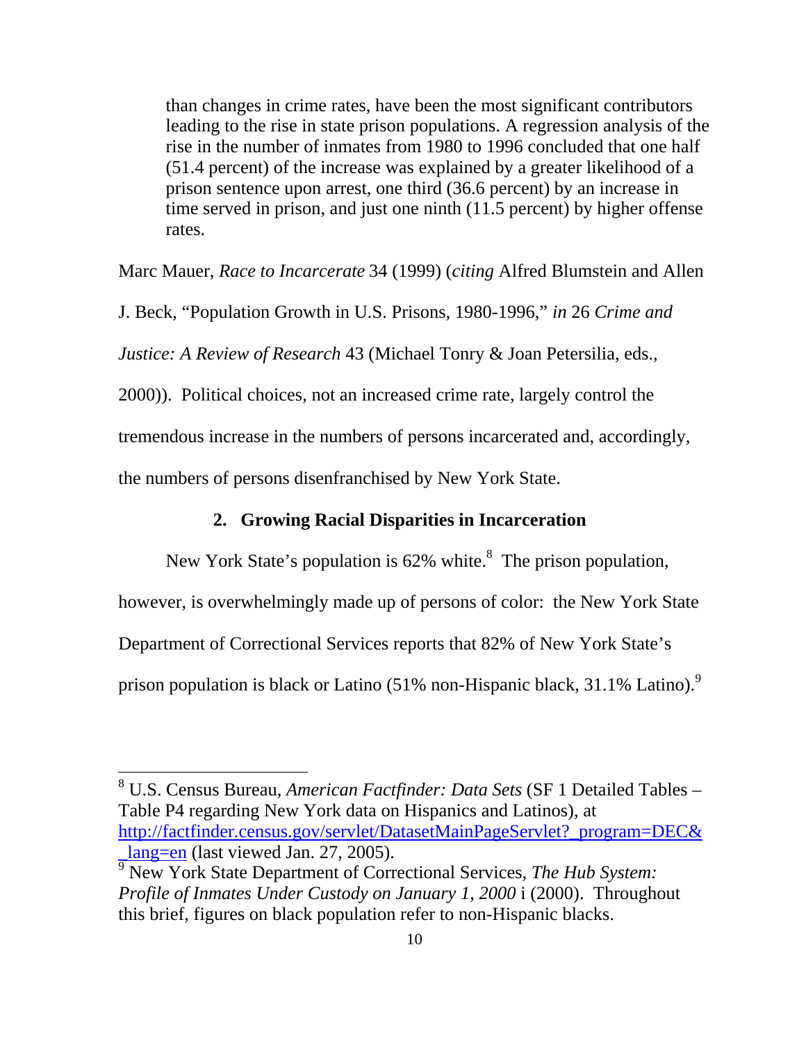> than changes in crime rates, have been the most significant contributors leading to the rise in state prison populations. A regression analysis of the rise in the number of inmates from 1980 to 1996 concluded that one half (51.4 percent) of the increase was explained by a greater likelihood of a prison sentence upon arrest, one third (36.6 percent) by an increase in time served in prison, and just one ninth (11.5 percent) by higher offense rates.

Marc Mauer, *Race to Incarcerate* 34 (1999) (*citing* Alfred Blumstein and Allen J. Beck, "Population Growth in U.S. Prisons, 1980-1996," *in* 26 *Crime and Justice: A Review of Research* 43 (Michael Tonry & Joan Petersilia, eds., 2000)). Political choices, not an increased crime rate, largely control the tremendous increase in the numbers of persons incarcerated and, accordingly, the numbers of persons disenfranchised by New York State.

### 2. Growing Racial Disparities in Incarceration

New York State's population is 62% white.[8] The prison population, however, is overwhelmingly made up of persons of color: the New York State Department of Correctional Services reports that 82% of New York State's prison population is black or Latino (51% non-Hispanic black, 31.1% Latino).[9]

---

[8] U.S. Census Bureau, *American Factfinder: Data Sets* (SF 1 Detailed Tables – Table P4 regarding New York data on Hispanics and Latinos), at http://factfinder.census.gov/servlet/DatasetMainPageServlet?_program=DEC&_lang=en (last viewed Jan. 27, 2005).

[9] New York State Department of Correctional Services, *The Hub System: Profile of Inmates Under Custody on January 1, 2000* i (2000). Throughout this brief, figures on black population refer to non-Hispanic blacks.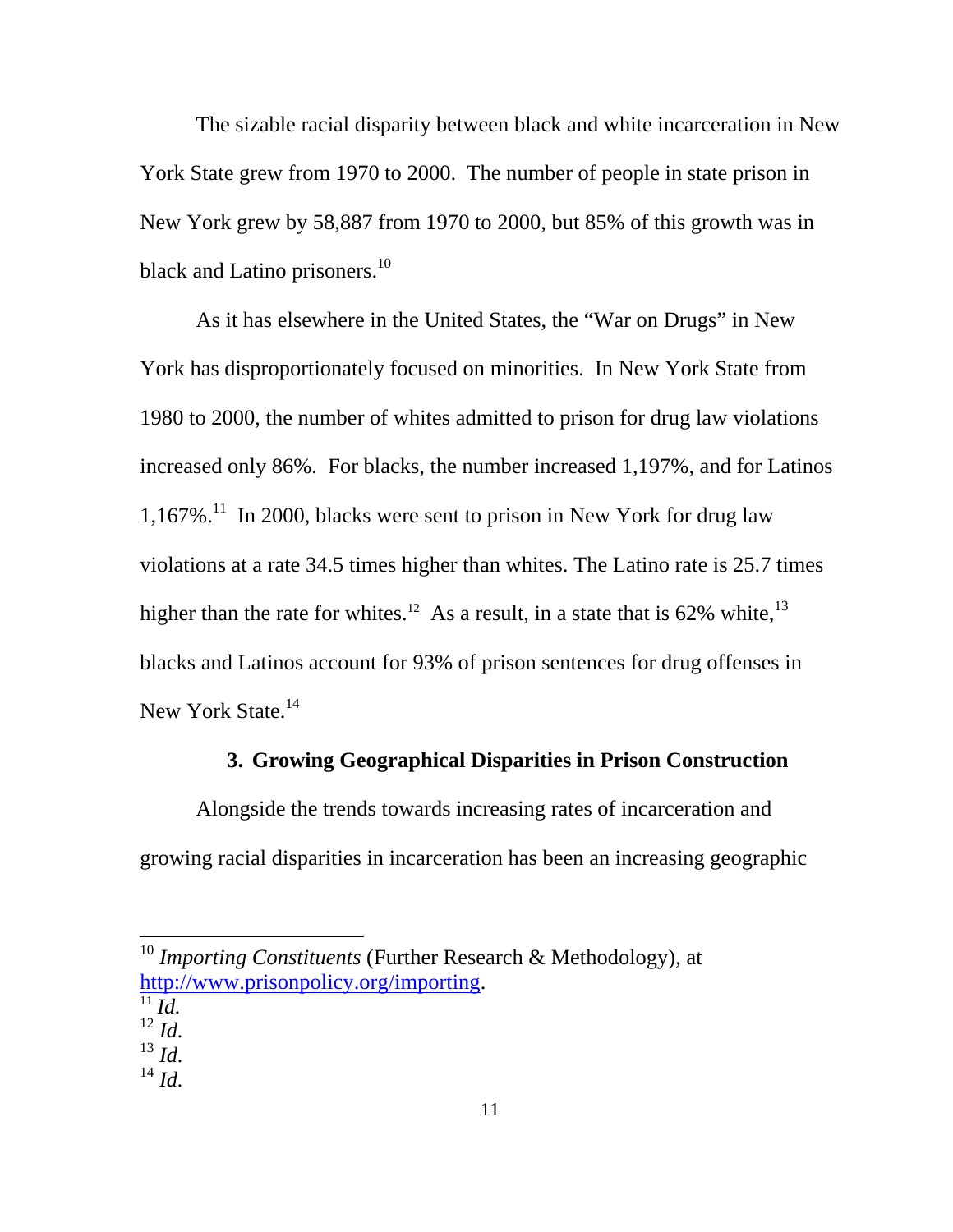The sizable racial disparity between black and white incarceration in New York State grew from 1970 to 2000. The number of people in state prison in New York grew by 58,887 from 1970 to 2000, but 85% of this growth was in black and Latino prisoners.[10]

As it has elsewhere in the United States, the "War on Drugs" in New York has disproportionately focused on minorities. In New York State from 1980 to 2000, the number of whites admitted to prison for drug law violations increased only 86%. For blacks, the number increased 1,197%, and for Latinos 1,167%.[11] In 2000, blacks were sent to prison in New York for drug law violations at a rate 34.5 times higher than whites. The Latino rate is 25.7 times higher than the rate for whites.[12] As a result, in a state that is 62% white,[13] blacks and Latinos account for 93% of prison sentences for drug offenses in New York State.[14]

### 3. Growing Geographical Disparities in Prison Construction

Alongside the trends towards increasing rates of incarceration and growing racial disparities in incarceration has been an increasing geographic

---

[10] *Importing Constituents* (Further Research & Methodology), at http://www.prisonpolicy.org/importing.

[11] *Id.*

[12] *Id.*

[13] *Id.*

[14] *Id.*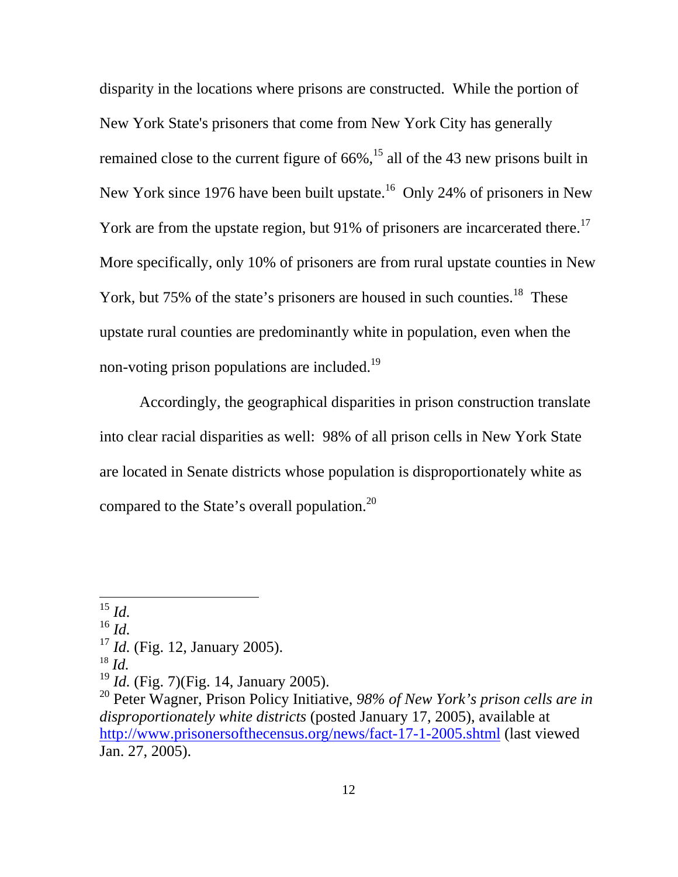disparity in the locations where prisons are constructed. While the portion of New York State's prisoners that come from New York City has generally remained close to the current figure of 66%,[15] all of the 43 new prisons built in New York since 1976 have been built upstate.[16] Only 24% of prisoners in New York are from the upstate region, but 91% of prisoners are incarcerated there.[17] More specifically, only 10% of prisoners are from rural upstate counties in New York, but 75% of the state's prisoners are housed in such counties.[18] These upstate rural counties are predominantly white in population, even when the non-voting prison populations are included.[19]

Accordingly, the geographical disparities in prison construction translate into clear racial disparities as well: 98% of all prison cells in New York State are located in Senate districts whose population is disproportionately white as compared to the State's overall population.[20]

---

[15] *Id.*

[16] *Id.*

[17] *Id.* (Fig. 12, January 2005).

[18] *Id.*

[19] *Id.* (Fig. 7)(Fig. 14, January 2005).

[20] Peter Wagner, Prison Policy Initiative, *98% of New York's prison cells are in disproportionately white districts* (posted January 17, 2005), available at http://www.prisonersofthecensus.org/news/fact-17-1-2005.shtml (last viewed Jan. 27, 2005).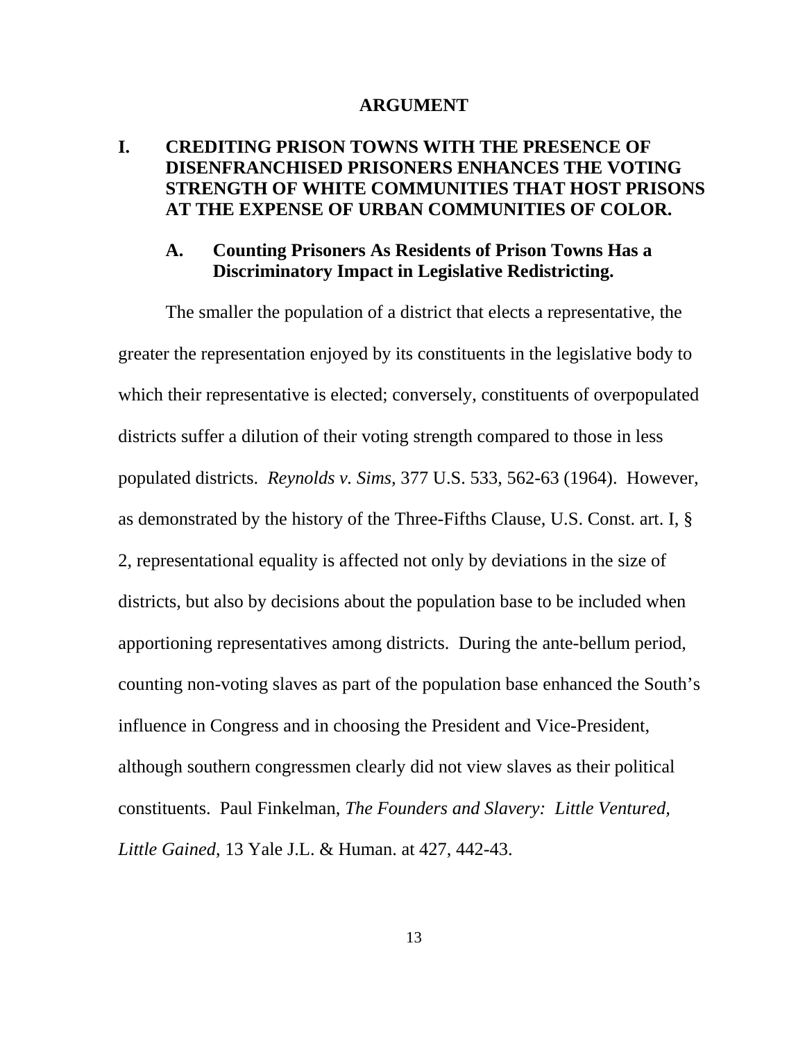## ARGUMENT

### I. CREDITING PRISON TOWNS WITH THE PRESENCE OF DISENFRANCHISED PRISONERS ENHANCES THE VOTING STRENGTH OF WHITE COMMUNITIES THAT HOST PRISONS AT THE EXPENSE OF URBAN COMMUNITIES OF COLOR.

#### A. Counting Prisoners As Residents of Prison Towns Has a Discriminatory Impact in Legislative Redistricting.

The smaller the population of a district that elects a representative, the greater the representation enjoyed by its constituents in the legislative body to which their representative is elected; conversely, constituents of overpopulated districts suffer a dilution of their voting strength compared to those in less populated districts. *Reynolds v. Sims,* 377 U.S. 533, 562-63 (1964). However, as demonstrated by the history of the Three-Fifths Clause, U.S. Const. art. I, § 2, representational equality is affected not only by deviations in the size of districts, but also by decisions about the population base to be included when apportioning representatives among districts. During the ante-bellum period, counting non-voting slaves as part of the population base enhanced the South's influence in Congress and in choosing the President and Vice-President, although southern congressmen clearly did not view slaves as their political constituents. Paul Finkelman, *The Founders and Slavery: Little Ventured, Little Gained*, 13 Yale J.L. & Human. at 427, 442-43.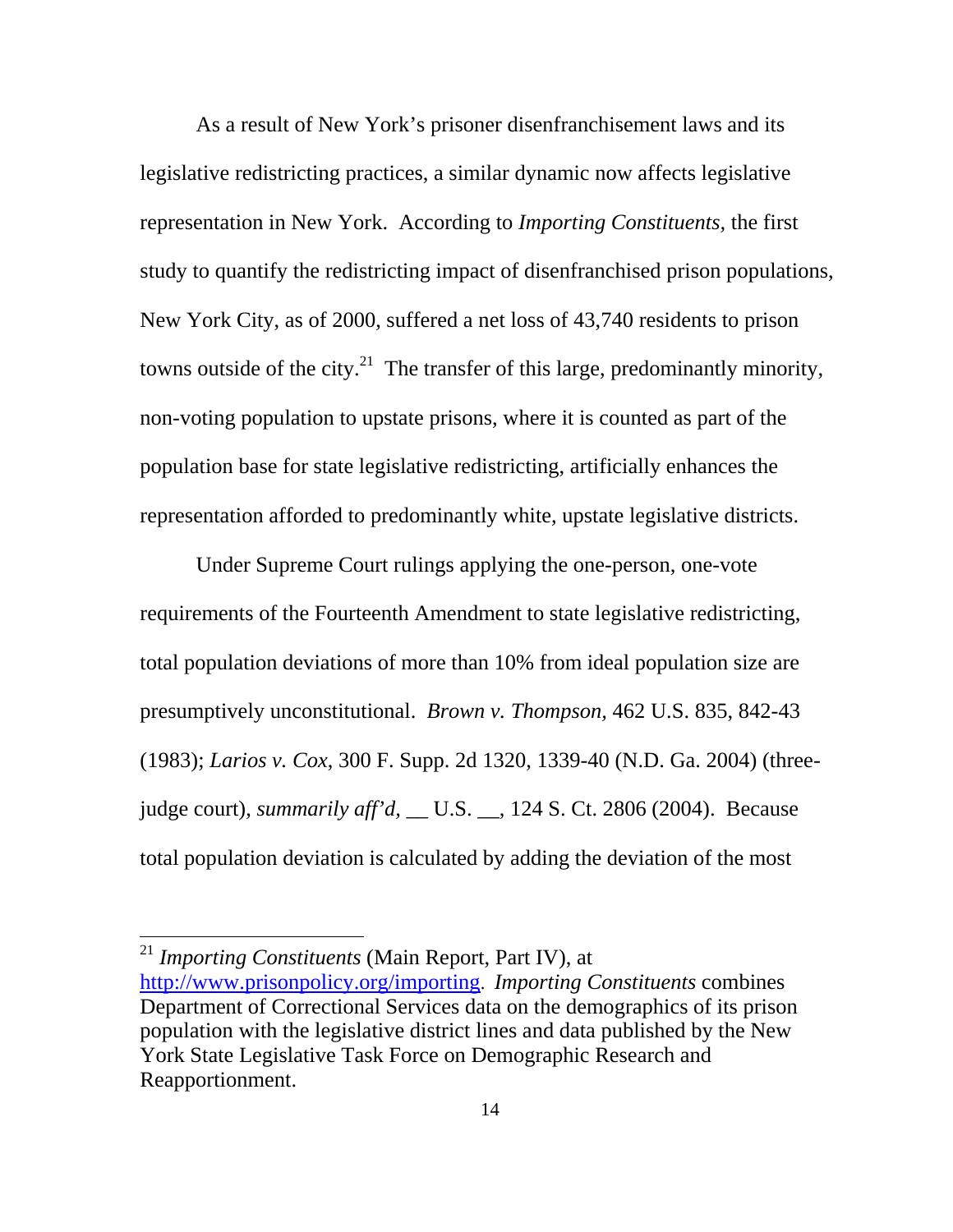As a result of New York's prisoner disenfranchisement laws and its legislative redistricting practices, a similar dynamic now affects legislative representation in New York. According to *Importing Constituents*, the first study to quantify the redistricting impact of disenfranchised prison populations, New York City, as of 2000, suffered a net loss of 43,740 residents to prison towns outside of the city.[21] The transfer of this large, predominantly minority, non-voting population to upstate prisons, where it is counted as part of the population base for state legislative redistricting, artificially enhances the representation afforded to predominantly white, upstate legislative districts.

Under Supreme Court rulings applying the one-person, one-vote requirements of the Fourteenth Amendment to state legislative redistricting, total population deviations of more than 10% from ideal population size are presumptively unconstitutional. *Brown v. Thompson*, 462 U.S. 835, 842-43 (1983); *Larios v. Cox*, 300 F. Supp. 2d 1320, 1339-40 (N.D. Ga. 2004) (three-judge court), *summarily aff'd*, __ U.S. __, 124 S. Ct. 2806 (2004). Because total population deviation is calculated by adding the deviation of the most

---

[21] *Importing Constituents* (Main Report, Part IV), at http://www.prisonpolicy.org/importing. *Importing Constituents* combines Department of Correctional Services data on the demographics of its prison population with the legislative district lines and data published by the New York State Legislative Task Force on Demographic Research and Reapportionment.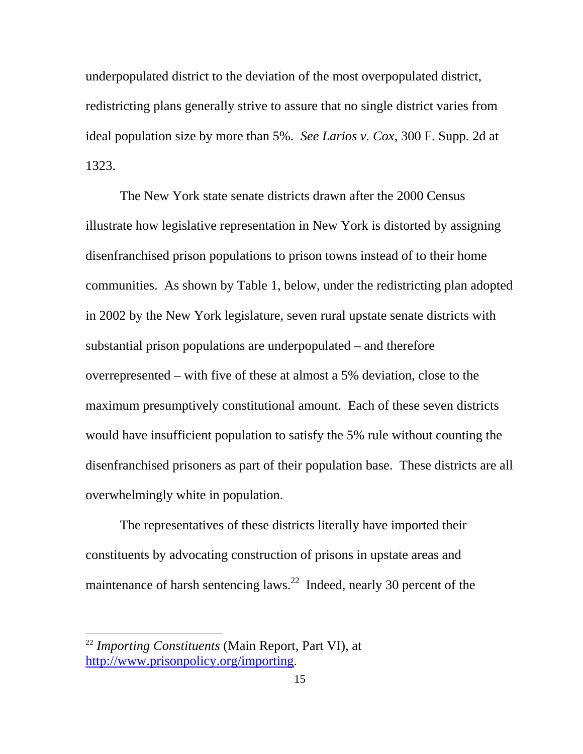underpopulated district to the deviation of the most overpopulated district, redistricting plans generally strive to assure that no single district varies from ideal population size by more than 5%. *See Larios v. Cox*, 300 F. Supp. 2d at 1323.

The New York state senate districts drawn after the 2000 Census illustrate how legislative representation in New York is distorted by assigning disenfranchised prison populations to prison towns instead of to their home communities. As shown by Table 1, below, under the redistricting plan adopted in 2002 by the New York legislature, seven rural upstate senate districts with substantial prison populations are underpopulated – and therefore overrepresented – with five of these at almost a 5% deviation, close to the maximum presumptively constitutional amount. Each of these seven districts would have insufficient population to satisfy the 5% rule without counting the disenfranchised prisoners as part of their population base. These districts are all overwhelmingly white in population.

The representatives of these districts literally have imported their constituents by advocating construction of prisons in upstate areas and maintenance of harsh sentencing laws.[22] Indeed, nearly 30 percent of the

---

[22] *Importing Constituents* (Main Report, Part VI), at http://www.prisonpolicy.org/importing.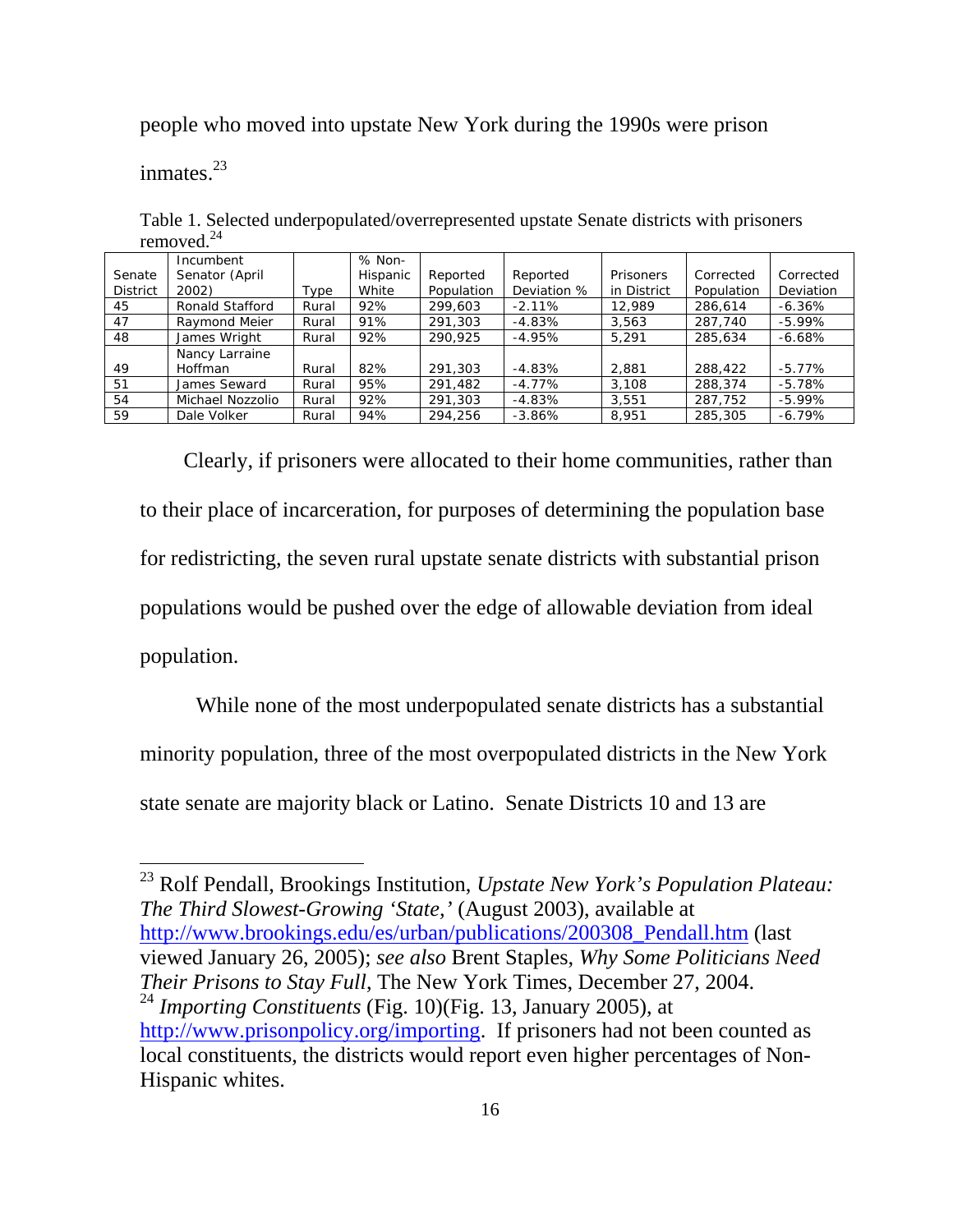people who moved into upstate New York during the 1990s were prison inmates.[23]

Table 1. Selected underpopulated/overrepresented upstate Senate districts with prisoners removed.[24]

| Senate District | Incumbent Senator (April 2002) | Type | % Non-Hispanic White | Reported Population | Reported Deviation % | Prisoners in District | Corrected Population | Corrected Deviation |
|---|---|---|---|---|---|---|---|---|
| 45 | Ronald Stafford | Rural | 92% | 299,603 | -2.11% | 12,989 | 286,614 | -6.36% |
| 47 | Raymond Meier | Rural | 91% | 291,303 | -4.83% | 3,563 | 287,740 | -5.99% |
| 48 | James Wright | Rural | 92% | 290,925 | -4.95% | 5,291 | 285,634 | -6.68% |
| 49 | Nancy Larraine Hoffman | Rural | 82% | 291,303 | -4.83% | 2,881 | 288,422 | -5.77% |
| 51 | James Seward | Rural | 95% | 291,482 | -4.77% | 3,108 | 288,374 | -5.78% |
| 54 | Michael Nozzolio | Rural | 92% | 291,303 | -4.83% | 3,551 | 287,752 | -5.99% |
| 59 | Dale Volker | Rural | 94% | 294,256 | -3.86% | 8,951 | 285,305 | -6.79% |

Clearly, if prisoners were allocated to their home communities, rather than to their place of incarceration, for purposes of determining the population base for redistricting, the seven rural upstate senate districts with substantial prison populations would be pushed over the edge of allowable deviation from ideal population.

While none of the most underpopulated senate districts has a substantial minority population, three of the most overpopulated districts in the New York state senate are majority black or Latino. Senate Districts 10 and 13 are

---

[23] Rolf Pendall, Brookings Institution, *Upstate New York's Population Plateau: The Third Slowest-Growing 'State,'* (August 2003), available at http://www.brookings.edu/es/urban/publications/200308_Pendall.htm (last viewed January 26, 2005); *see also* Brent Staples, *Why Some Politicians Need Their Prisons to Stay Full*, The New York Times, December 27, 2004.

[24] *Importing Constituents* (Fig. 10)(Fig. 13, January 2005), at http://www.prisonpolicy.org/importing. If prisoners had not been counted as local constituents, the districts would report even higher percentages of Non-Hispanic whites.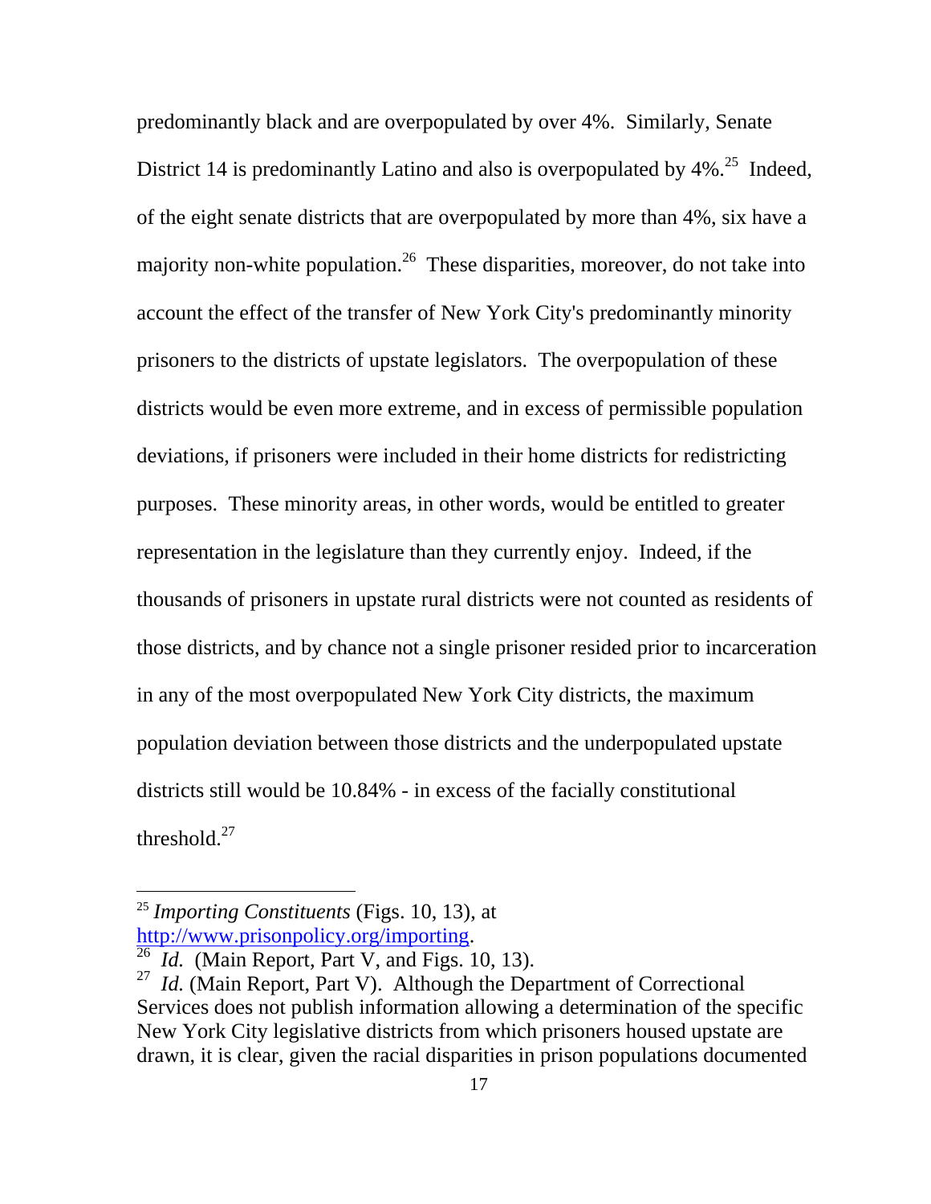predominantly black and are overpopulated by over 4%. Similarly, Senate District 14 is predominantly Latino and also is overpopulated by 4%.[25] Indeed, of the eight senate districts that are overpopulated by more than 4%, six have a majority non-white population.[26] These disparities, moreover, do not take into account the effect of the transfer of New York City's predominantly minority prisoners to the districts of upstate legislators. The overpopulation of these districts would be even more extreme, and in excess of permissible population deviations, if prisoners were included in their home districts for redistricting purposes. These minority areas, in other words, would be entitled to greater representation in the legislature than they currently enjoy. Indeed, if the thousands of prisoners in upstate rural districts were not counted as residents of those districts, and by chance not a single prisoner resided prior to incarceration in any of the most overpopulated New York City districts, the maximum population deviation between those districts and the underpopulated upstate districts still would be 10.84% - in excess of the facially constitutional threshold.[27]

---

[25] *Importing Constituents* (Figs. 10, 13), at [http://www.prisonpolicy.org/importing](http://www.prisonpolicy.org/importing).

[26] *Id.* (Main Report, Part V, and Figs. 10, 13).

[27] *Id.* (Main Report, Part V). Although the Department of Correctional Services does not publish information allowing a determination of the specific New York City legislative districts from which prisoners housed upstate are drawn, it is clear, given the racial disparities in prison populations documented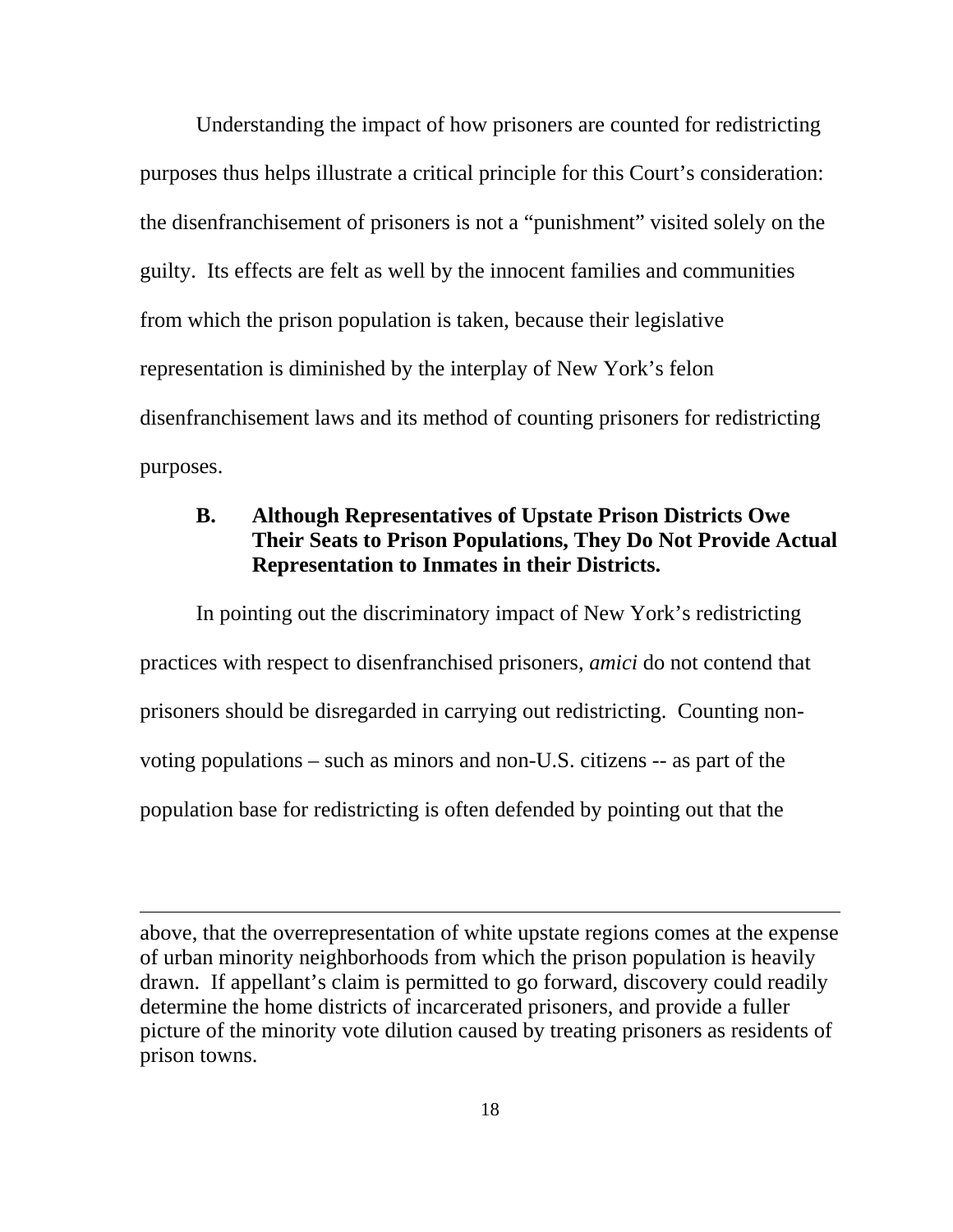Understanding the impact of how prisoners are counted for redistricting purposes thus helps illustrate a critical principle for this Court's consideration: the disenfranchisement of prisoners is not a "punishment" visited solely on the guilty. Its effects are felt as well by the innocent families and communities from which the prison population is taken, because their legislative representation is diminished by the interplay of New York's felon disenfranchisement laws and its method of counting prisoners for redistricting purposes.

### B. Although Representatives of Upstate Prison Districts Owe Their Seats to Prison Populations, They Do Not Provide Actual Representation to Inmates in their Districts.

In pointing out the discriminatory impact of New York's redistricting practices with respect to disenfranchised prisoners, *amici* do not contend that prisoners should be disregarded in carrying out redistricting. Counting non-voting populations – such as minors and non-U.S. citizens -- as part of the population base for redistricting is often defended by pointing out that the

---

above, that the overrepresentation of white upstate regions comes at the expense of urban minority neighborhoods from which the prison population is heavily drawn. If appellant's claim is permitted to go forward, discovery could readily determine the home districts of incarcerated prisoners, and provide a fuller picture of the minority vote dilution caused by treating prisoners as residents of prison towns.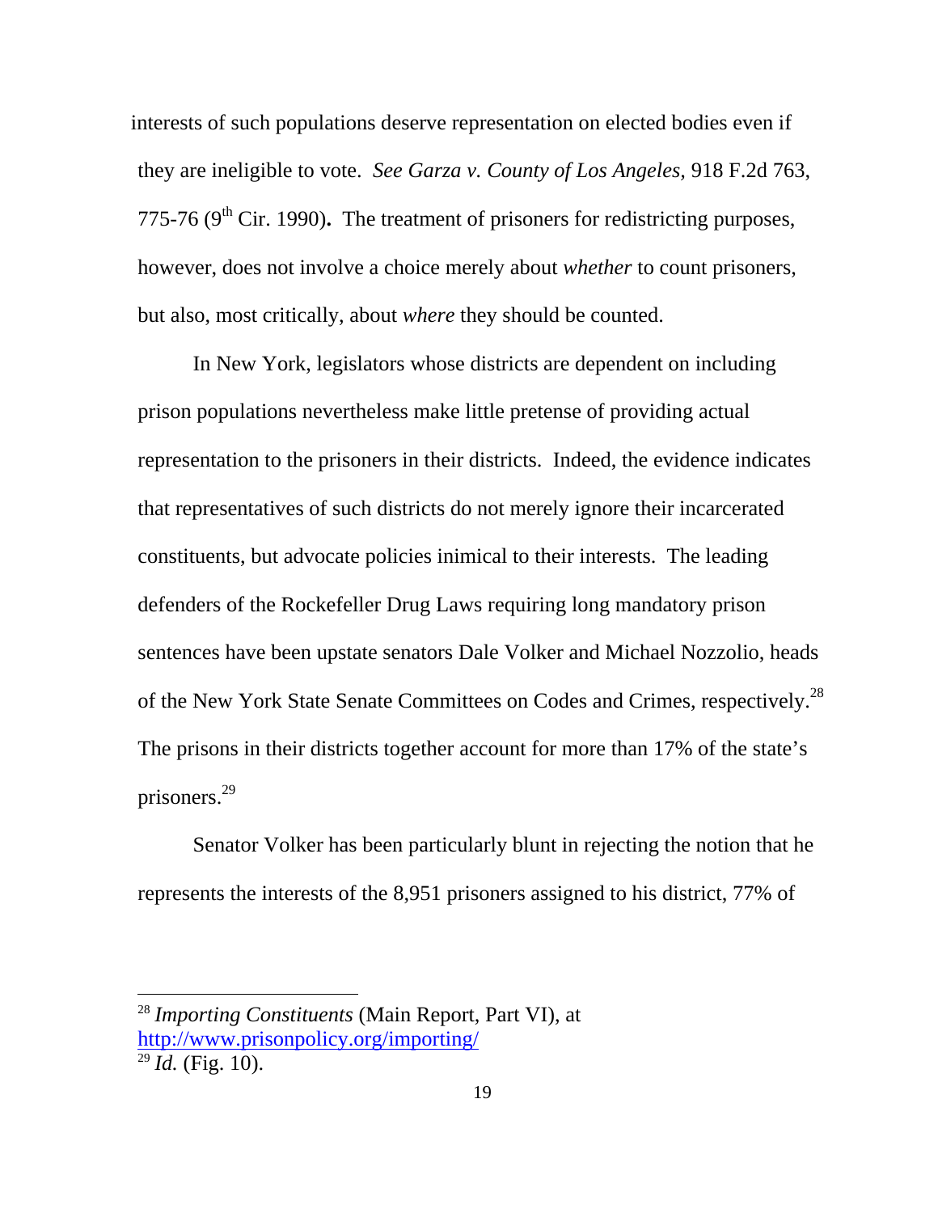interests of such populations deserve representation on elected bodies even if they are ineligible to vote. *See Garza v. County of Los Angeles*, 918 F.2d 763, 775-76 (9th Cir. 1990)**.** The treatment of prisoners for redistricting purposes, however, does not involve a choice merely about *whether* to count prisoners, but also, most critically, about *where* they should be counted.

In New York, legislators whose districts are dependent on including prison populations nevertheless make little pretense of providing actual representation to the prisoners in their districts. Indeed, the evidence indicates that representatives of such districts do not merely ignore their incarcerated constituents, but advocate policies inimical to their interests. The leading defenders of the Rockefeller Drug Laws requiring long mandatory prison sentences have been upstate senators Dale Volker and Michael Nozzolio, heads of the New York State Senate Committees on Codes and Crimes, respectively.[28] The prisons in their districts together account for more than 17% of the state's prisoners.[29]

Senator Volker has been particularly blunt in rejecting the notion that he represents the interests of the 8,951 prisoners assigned to his district, 77% of

---

[28] *Importing Constituents* (Main Report, Part VI), at http://www.prisonpolicy.org/importing/

[29] *Id.* (Fig. 10).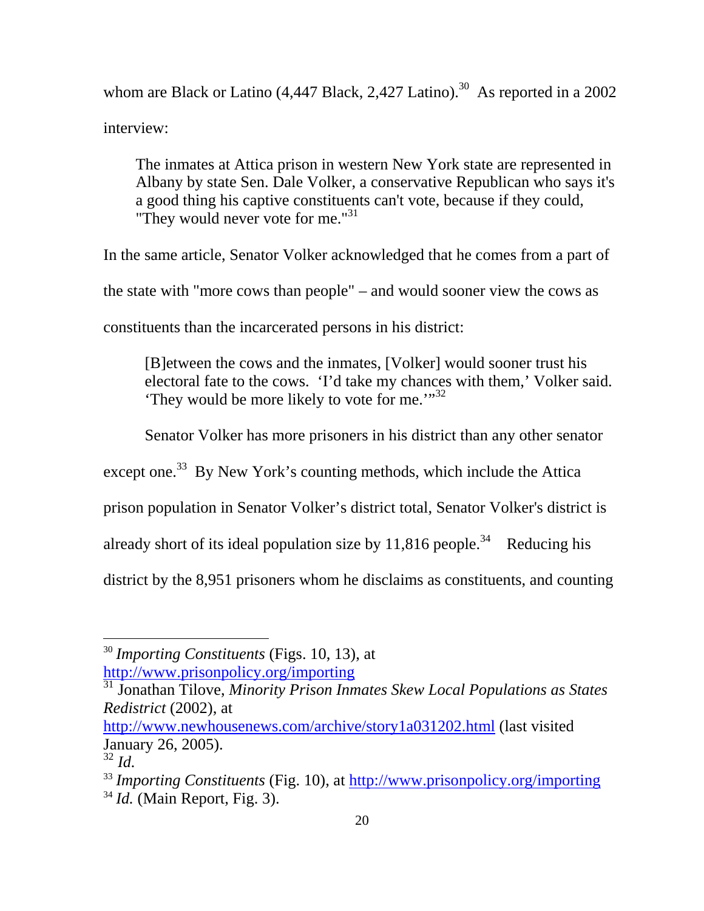whom are Black or Latino (4,447 Black, 2,427 Latino).[30] As reported in a 2002 interview:

> The inmates at Attica prison in western New York state are represented in Albany by state Sen. Dale Volker, a conservative Republican who says it's a good thing his captive constituents can't vote, because if they could, "They would never vote for me."[31]

In the same article, Senator Volker acknowledged that he comes from a part of the state with "more cows than people" – and would sooner view the cows as constituents than the incarcerated persons in his district:

> [B]etween the cows and the inmates, [Volker] would sooner trust his electoral fate to the cows. 'I'd take my chances with them,' Volker said. 'They would be more likely to vote for me.'"[32]

Senator Volker has more prisoners in his district than any other senator except one.[33] By New York's counting methods, which include the Attica prison population in Senator Volker's district total, Senator Volker's district is already short of its ideal population size by 11,816 people.[34] Reducing his district by the 8,951 prisoners whom he disclaims as constituents, and counting

---

[30] *Importing Constituents* (Figs. 10, 13), at http://www.prisonpolicy.org/importing

[31] Jonathan Tilove, *Minority Prison Inmates Skew Local Populations as States Redistrict* (2002), at http://www.newhousenews.com/archive/story1a031202.html (last visited January 26, 2005).

[32] *Id.*

[33] *Importing Constituents* (Fig. 10), at http://www.prisonpolicy.org/importing

[34] *Id.* (Main Report, Fig. 3).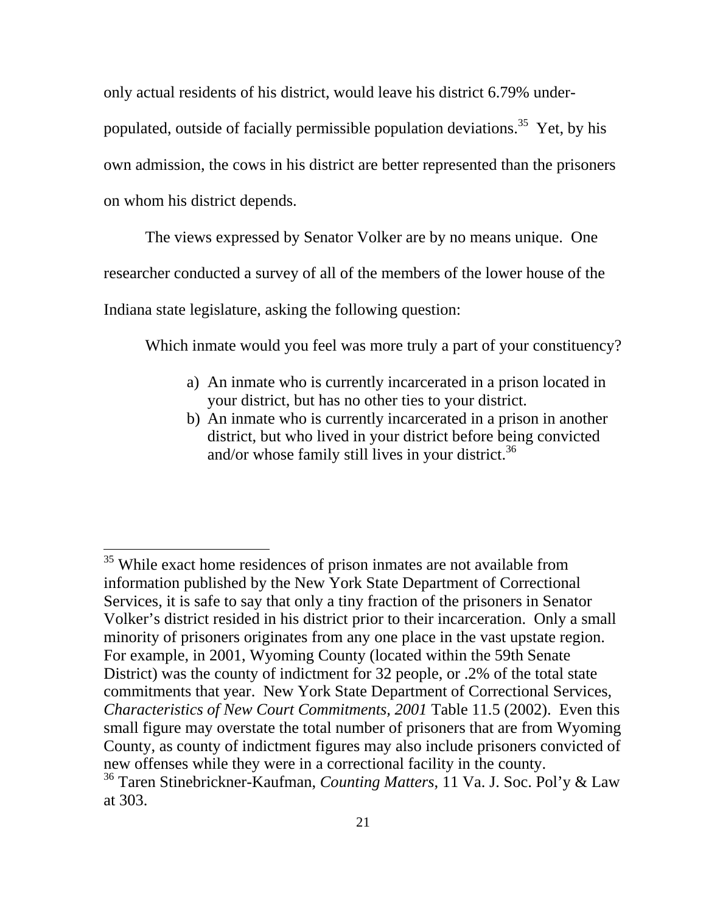only actual residents of his district, would leave his district 6.79% under-populated, outside of facially permissible population deviations.[35] Yet, by his own admission, the cows in his district are better represented than the prisoners on whom his district depends.

The views expressed by Senator Volker are by no means unique. One researcher conducted a survey of all of the members of the lower house of the Indiana state legislature, asking the following question:

> Which inmate would you feel was more truly a part of your constituency?
>
> a) An inmate who is currently incarcerated in a prison located in your district, but has no other ties to your district.
> b) An inmate who is currently incarcerated in a prison in another district, but who lived in your district before being convicted and/or whose family still lives in your district.[36]

---

[35] While exact home residences of prison inmates are not available from information published by the New York State Department of Correctional Services, it is safe to say that only a tiny fraction of the prisoners in Senator Volker's district resided in his district prior to their incarceration. Only a small minority of prisoners originates from any one place in the vast upstate region. For example, in 2001, Wyoming County (located within the 59th Senate District) was the county of indictment for 32 people, or .2% of the total state commitments that year. New York State Department of Correctional Services, *Characteristics of New Court Commitments, 2001* Table 11.5 (2002). Even this small figure may overstate the total number of prisoners that are from Wyoming County, as county of indictment figures may also include prisoners convicted of new offenses while they were in a correctional facility in the county.

[36] Taren Stinebrickner-Kaufman, *Counting Matters*, 11 Va. J. Soc. Pol'y & Law at 303.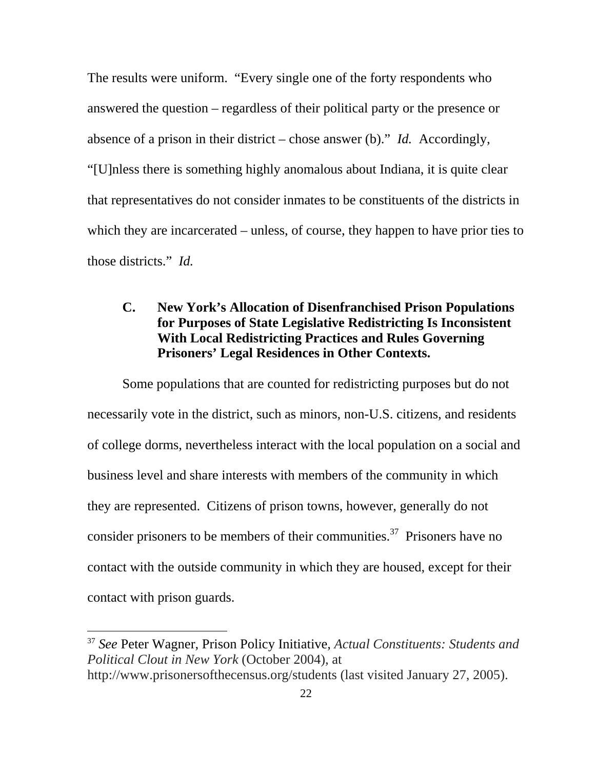The results were uniform. "Every single one of the forty respondents who answered the question – regardless of their political party or the presence or absence of a prison in their district – chose answer (b)." *Id.* Accordingly, "[U]nless there is something highly anomalous about Indiana, it is quite clear that representatives do not consider inmates to be constituents of the districts in which they are incarcerated – unless, of course, they happen to have prior ties to those districts." *Id.*

### C. New York's Allocation of Disenfranchised Prison Populations for Purposes of State Legislative Redistricting Is Inconsistent With Local Redistricting Practices and Rules Governing Prisoners' Legal Residences in Other Contexts.

Some populations that are counted for redistricting purposes but do not necessarily vote in the district, such as minors, non-U.S. citizens, and residents of college dorms, nevertheless interact with the local population on a social and business level and share interests with members of the community in which they are represented. Citizens of prison towns, however, generally do not consider prisoners to be members of their communities.[37] Prisoners have no contact with the outside community in which they are housed, except for their contact with prison guards.

---

[37] *See* Peter Wagner, Prison Policy Initiative, *Actual Constituents: Students and Political Clout in New York* (October 2004), at http://www.prisonersofthecensus.org/students (last visited January 27, 2005).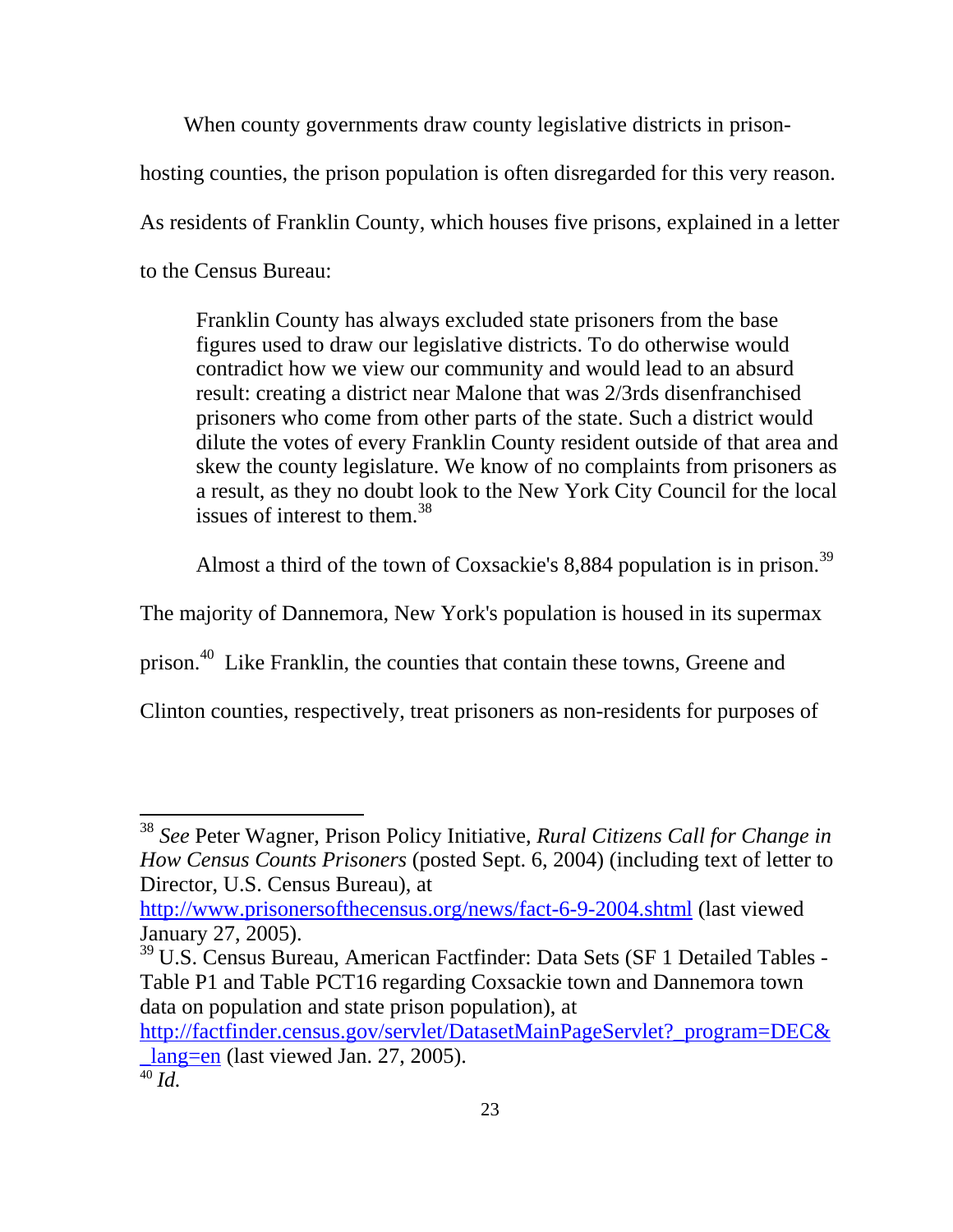When county governments draw county legislative districts in prison-hosting counties, the prison population is often disregarded for this very reason. As residents of Franklin County, which houses five prisons, explained in a letter to the Census Bureau:

> Franklin County has always excluded state prisoners from the base figures used to draw our legislative districts. To do otherwise would contradict how we view our community and would lead to an absurd result: creating a district near Malone that was 2/3rds disenfranchised prisoners who come from other parts of the state. Such a district would dilute the votes of every Franklin County resident outside of that area and skew the county legislature. We know of no complaints from prisoners as a result, as they no doubt look to the New York City Council for the local issues of interest to them.[38]

Almost a third of the town of Coxsackie's 8,884 population is in prison.[39] The majority of Dannemora, New York's population is housed in its supermax prison.[40] Like Franklin, the counties that contain these towns, Greene and Clinton counties, respectively, treat prisoners as non-residents for purposes of

---

[38] *See* Peter Wagner, Prison Policy Initiative, *Rural Citizens Call for Change in How Census Counts Prisoners* (posted Sept. 6, 2004) (including text of letter to Director, U.S. Census Bureau), at http://www.prisonersofthecensus.org/news/fact-6-9-2004.shtml (last viewed January 27, 2005).

[39] U.S. Census Bureau, American Factfinder: Data Sets (SF 1 Detailed Tables - Table P1 and Table PCT16 regarding Coxsackie town and Dannemora town data on population and state prison population), at http://factfinder.census.gov/servlet/DatasetMainPageServlet?_program=DEC&_lang=en (last viewed Jan. 27, 2005).

[40] *Id.*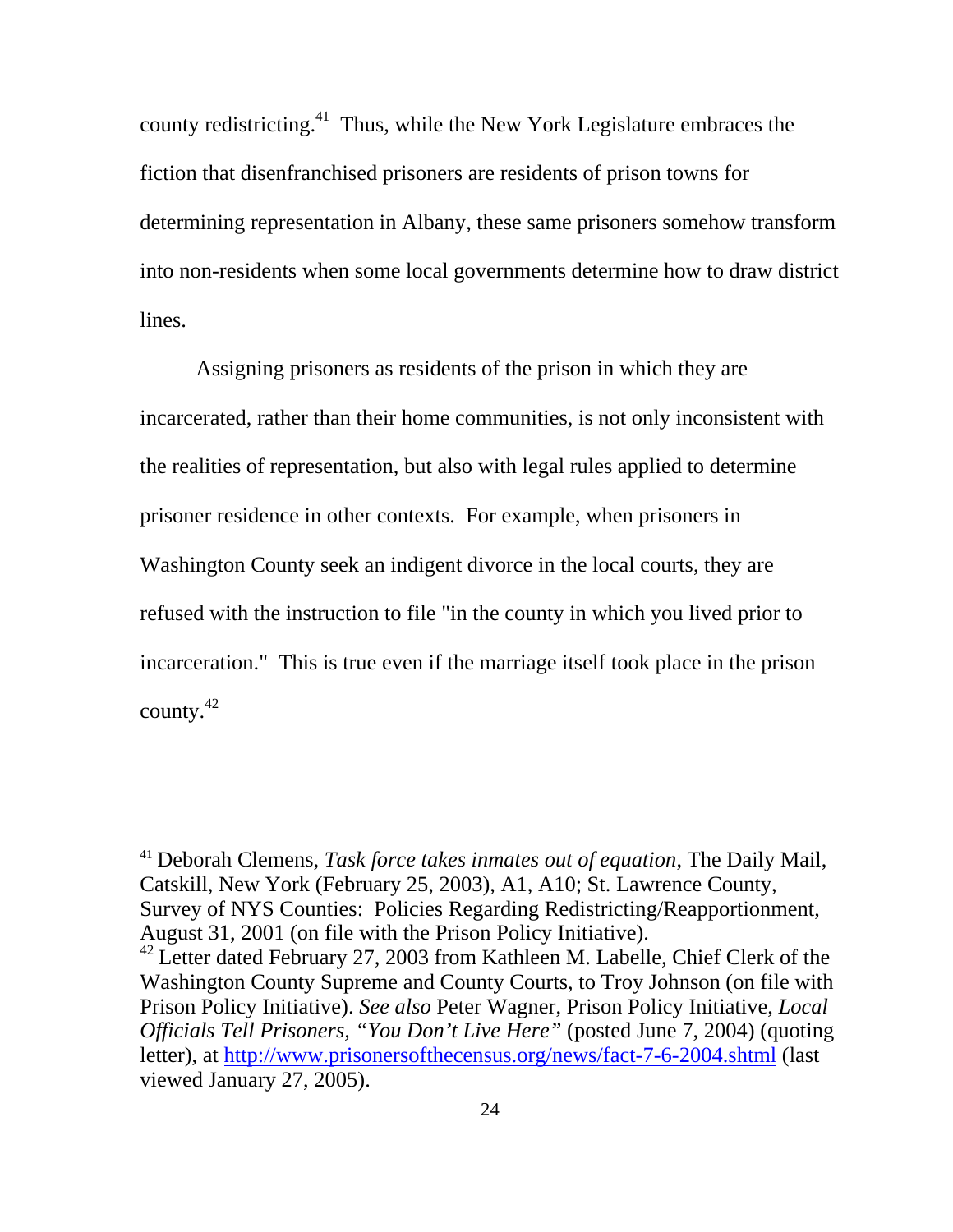county redistricting.[41] Thus, while the New York Legislature embraces the fiction that disenfranchised prisoners are residents of prison towns for determining representation in Albany, these same prisoners somehow transform into non-residents when some local governments determine how to draw district lines.

Assigning prisoners as residents of the prison in which they are incarcerated, rather than their home communities, is not only inconsistent with the realities of representation, but also with legal rules applied to determine prisoner residence in other contexts. For example, when prisoners in Washington County seek an indigent divorce in the local courts, they are refused with the instruction to file "in the county in which you lived prior to incarceration." This is true even if the marriage itself took place in the prison county.[42]

---

[41] Deborah Clemens, *Task force takes inmates out of equation*, The Daily Mail, Catskill, New York (February 25, 2003), A1, A10; St. Lawrence County, Survey of NYS Counties: Policies Regarding Redistricting/Reapportionment, August 31, 2001 (on file with the Prison Policy Initiative).

[42] Letter dated February 27, 2003 from Kathleen M. Labelle, Chief Clerk of the Washington County Supreme and County Courts, to Troy Johnson (on file with Prison Policy Initiative). *See also* Peter Wagner, Prison Policy Initiative, *Local Officials Tell Prisoners, "You Don't Live Here"* (posted June 7, 2004) (quoting letter), at http://www.prisonersofthecensus.org/news/fact-7-6-2004.shtml (last viewed January 27, 2005).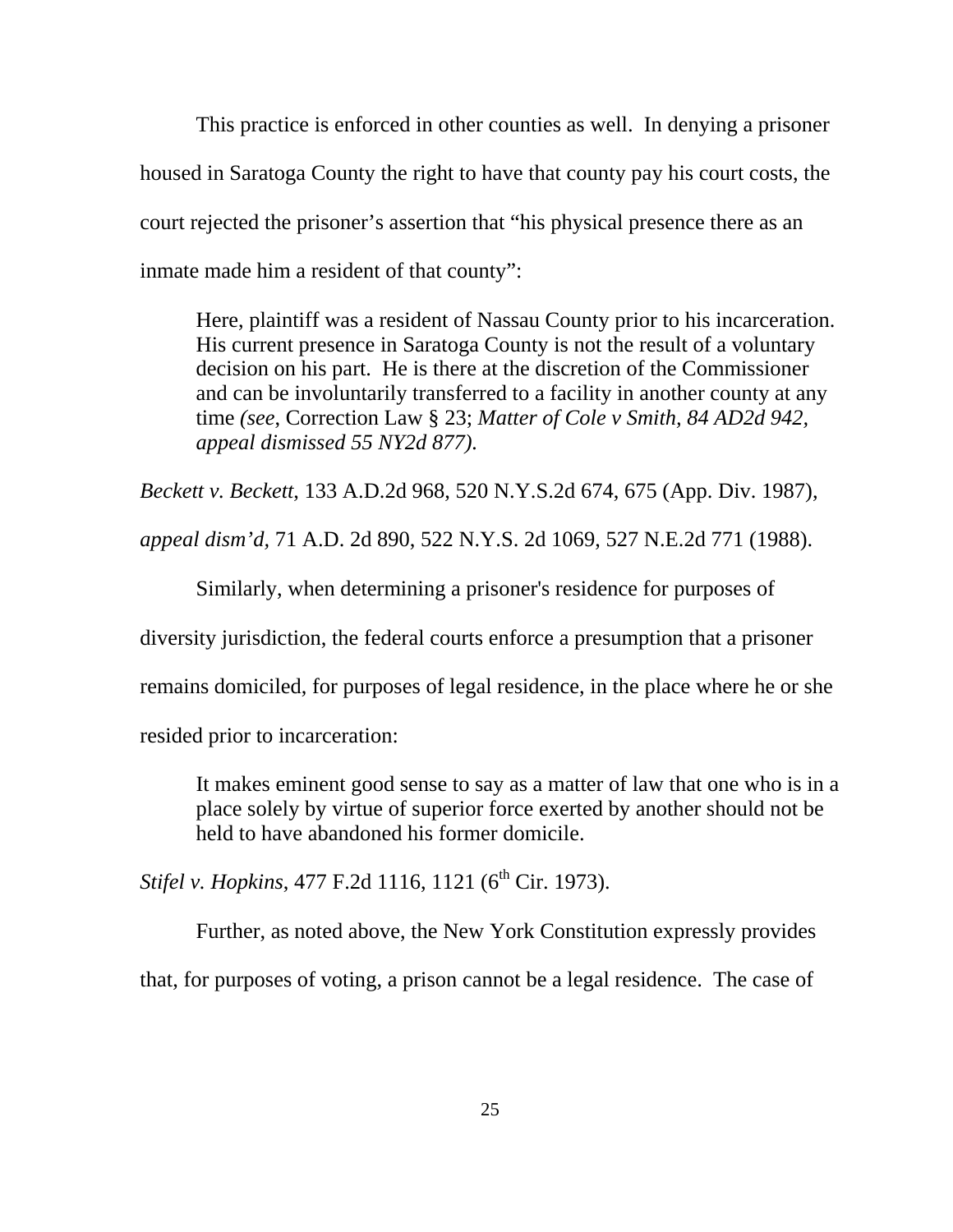This practice is enforced in other counties as well. In denying a prisoner housed in Saratoga County the right to have that county pay his court costs, the court rejected the prisoner's assertion that "his physical presence there as an inmate made him a resident of that county":

> Here, plaintiff was a resident of Nassau County prior to his incarceration. His current presence in Saratoga County is not the result of a voluntary decision on his part. He is there at the discretion of the Commissioner and can be involuntarily transferred to a facility in another county at any time *(see,* Correction Law § 23; *Matter of Cole v Smith, 84 AD2d 942, appeal dismissed 55 NY2d 877).*

*Beckett v. Beckett,* 133 A.D.2d 968, 520 N.Y.S.2d 674, 675 (App. Div. 1987), *appeal dism'd,* 71 A.D. 2d 890, 522 N.Y.S. 2d 1069, 527 N.E.2d 771 (1988).

Similarly, when determining a prisoner's residence for purposes of diversity jurisdiction, the federal courts enforce a presumption that a prisoner remains domiciled, for purposes of legal residence, in the place where he or she resided prior to incarceration:

> It makes eminent good sense to say as a matter of law that one who is in a place solely by virtue of superior force exerted by another should not be held to have abandoned his former domicile.

*Stifel v. Hopkins*, 477 F.2d 1116, 1121 (6th Cir. 1973).

Further, as noted above, the New York Constitution expressly provides that, for purposes of voting, a prison cannot be a legal residence. The case of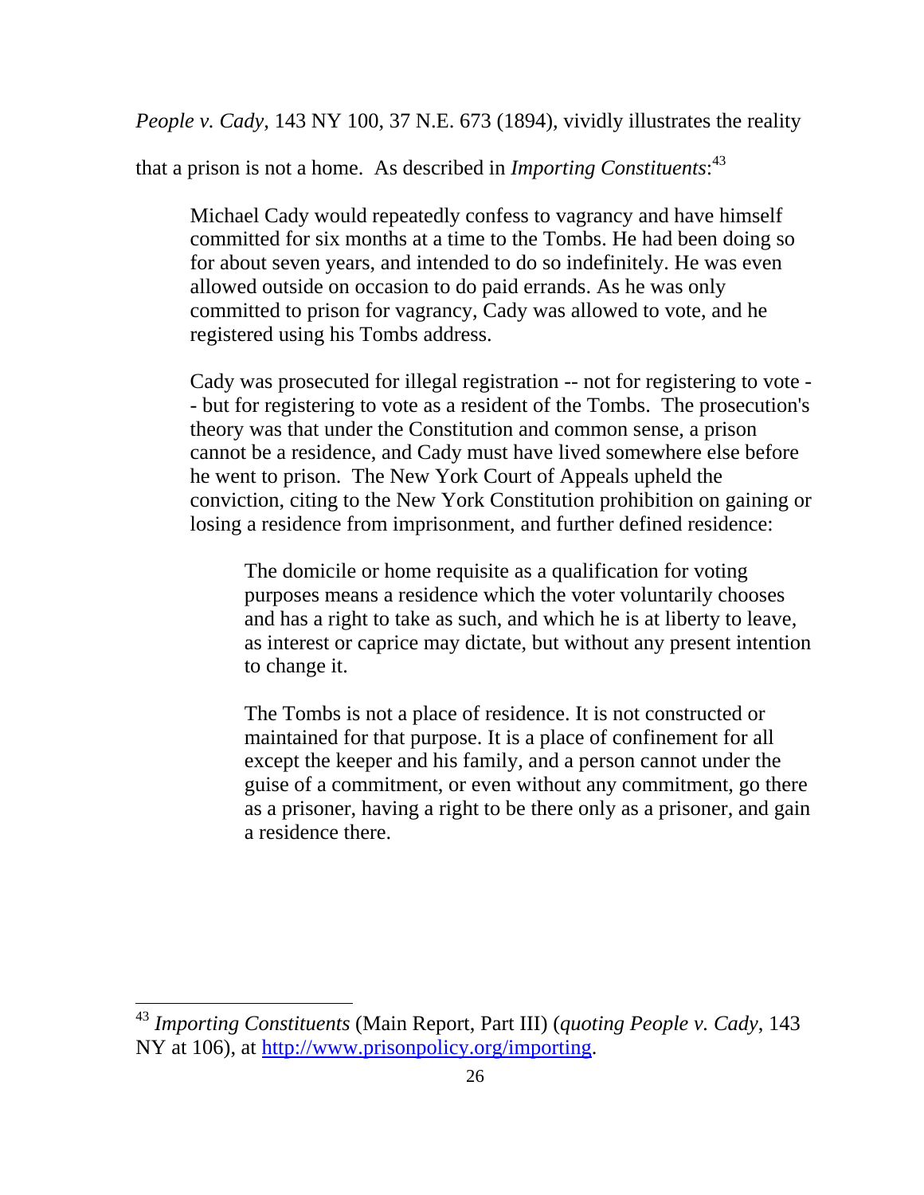*People v. Cady*, 143 NY 100, 37 N.E. 673 (1894), vividly illustrates the reality that a prison is not a home. As described in *Importing Constituents*:[43]

> Michael Cady would repeatedly confess to vagrancy and have himself committed for six months at a time to the Tombs. He had been doing so for about seven years, and intended to do so indefinitely. He was even allowed outside on occasion to do paid errands. As he was only committed to prison for vagrancy, Cady was allowed to vote, and he registered using his Tombs address.
>
> Cady was prosecuted for illegal registration -- not for registering to vote -- but for registering to vote as a resident of the Tombs. The prosecution's theory was that under the Constitution and common sense, a prison cannot be a residence, and Cady must have lived somewhere else before he went to prison. The New York Court of Appeals upheld the conviction, citing to the New York Constitution prohibition on gaining or losing a residence from imprisonment, and further defined residence:
>
> > The domicile or home requisite as a qualification for voting purposes means a residence which the voter voluntarily chooses and has a right to take as such, and which he is at liberty to leave, as interest or caprice may dictate, but without any present intention to change it.
> >
> > The Tombs is not a place of residence. It is not constructed or maintained for that purpose. It is a place of confinement for all except the keeper and his family, and a person cannot under the guise of a commitment, or even without any commitment, go there as a prisoner, having a right to be there only as a prisoner, and gain a residence there.

---

[43] *Importing Constituents* (Main Report, Part III) (*quoting People v. Cady*, 143 NY at 106), at http://www.prisonpolicy.org/importing.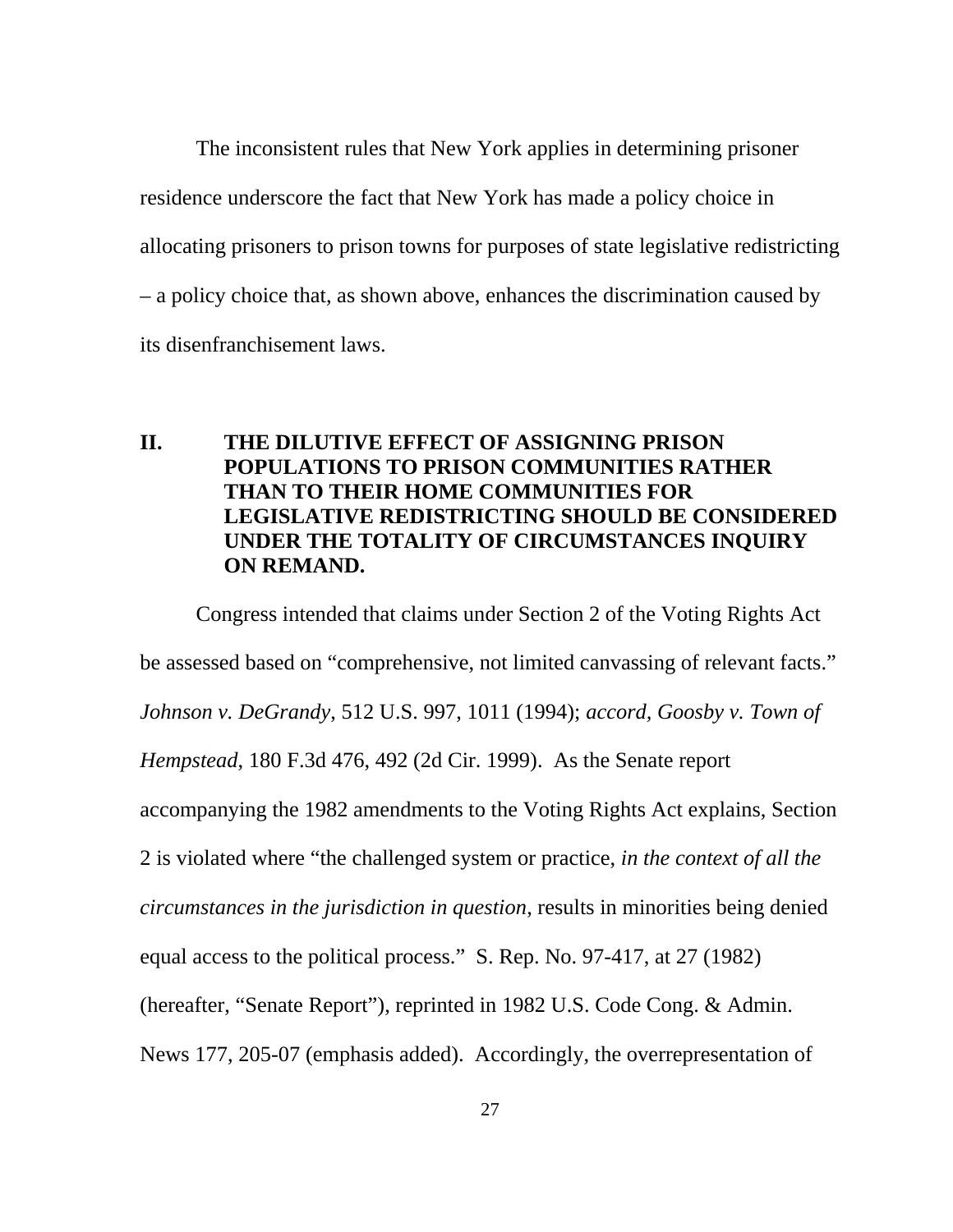The inconsistent rules that New York applies in determining prisoner residence underscore the fact that New York has made a policy choice in allocating prisoners to prison towns for purposes of state legislative redistricting – a policy choice that, as shown above, enhances the discrimination caused by its disenfranchisement laws.

## II. THE DILUTIVE EFFECT OF ASSIGNING PRISON POPULATIONS TO PRISON COMMUNITIES RATHER THAN TO THEIR HOME COMMUNITIES FOR LEGISLATIVE REDISTRICTING SHOULD BE CONSIDERED UNDER THE TOTALITY OF CIRCUMSTANCES INQUIRY ON REMAND.

Congress intended that claims under Section 2 of the Voting Rights Act be assessed based on "comprehensive, not limited canvassing of relevant facts." *Johnson v. DeGrandy*, 512 U.S. 997, 1011 (1994); *accord, Goosby v. Town of Hempstead*, 180 F.3d 476, 492 (2d Cir. 1999). As the Senate report accompanying the 1982 amendments to the Voting Rights Act explains, Section 2 is violated where "the challenged system or practice, *in the context of all the circumstances in the jurisdiction in question*, results in minorities being denied equal access to the political process." S. Rep. No. 97-417, at 27 (1982) (hereafter, "Senate Report"), reprinted in 1982 U.S. Code Cong. & Admin. News 177, 205-07 (emphasis added). Accordingly, the overrepresentation of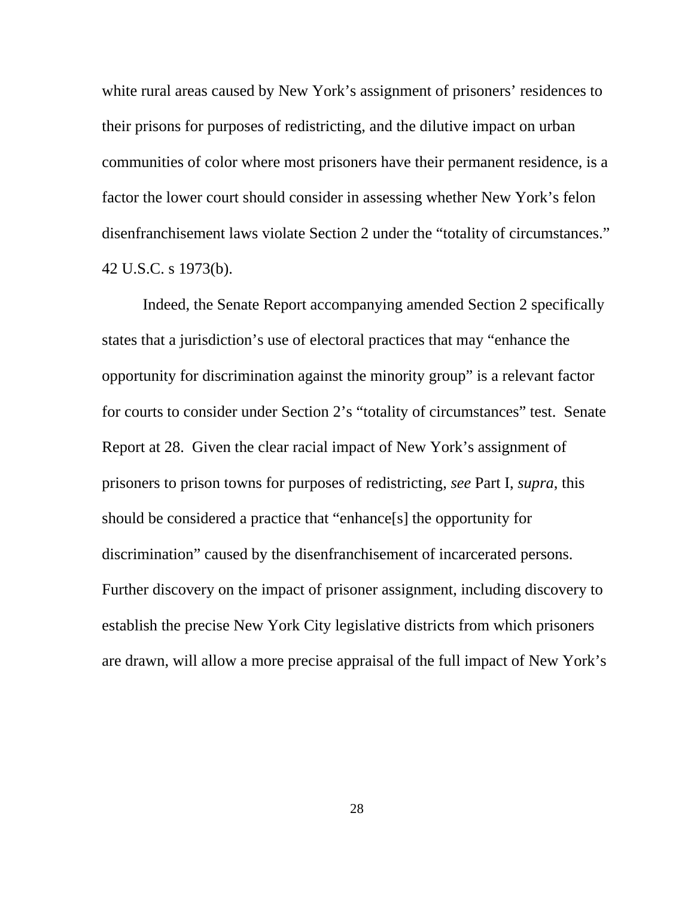white rural areas caused by New York's assignment of prisoners' residences to their prisons for purposes of redistricting, and the dilutive impact on urban communities of color where most prisoners have their permanent residence, is a factor the lower court should consider in assessing whether New York's felon disenfranchisement laws violate Section 2 under the "totality of circumstances." 42 U.S.C. s 1973(b).

Indeed, the Senate Report accompanying amended Section 2 specifically states that a jurisdiction's use of electoral practices that may "enhance the opportunity for discrimination against the minority group" is a relevant factor for courts to consider under Section 2's "totality of circumstances" test. Senate Report at 28. Given the clear racial impact of New York's assignment of prisoners to prison towns for purposes of redistricting, *see* Part I, *supra*, this should be considered a practice that "enhance[s] the opportunity for discrimination" caused by the disenfranchisement of incarcerated persons. Further discovery on the impact of prisoner assignment, including discovery to establish the precise New York City legislative districts from which prisoners are drawn, will allow a more precise appraisal of the full impact of New York's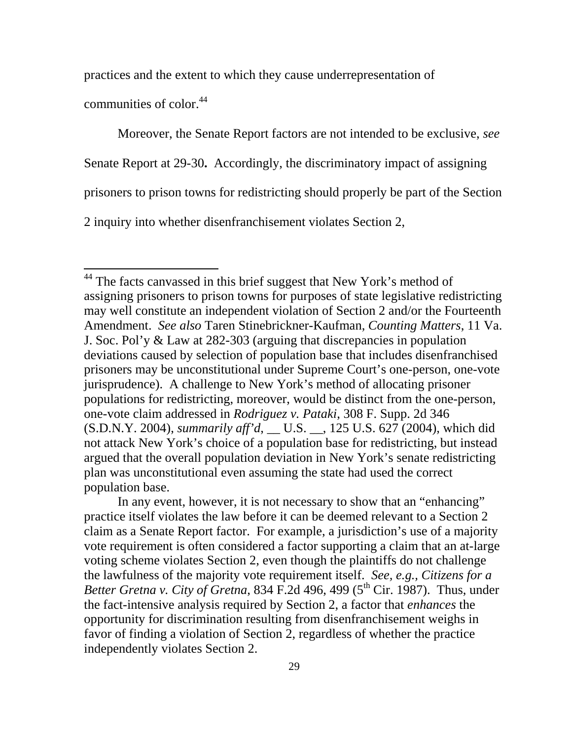practices and the extent to which they cause underrepresentation of communities of color.[44]

Moreover, the Senate Report factors are not intended to be exclusive, *see* Senate Report at 29-30**.** Accordingly, the discriminatory impact of assigning prisoners to prison towns for redistricting should properly be part of the Section 2 inquiry into whether disenfranchisement violates Section 2,

---

[44] The facts canvassed in this brief suggest that New York's method of assigning prisoners to prison towns for purposes of state legislative redistricting may well constitute an independent violation of Section 2 and/or the Fourteenth Amendment. *See also* Taren Stinebrickner-Kaufman, *Counting Matters*, 11 Va. J. Soc. Pol'y & Law at 282-303 (arguing that discrepancies in population deviations caused by selection of population base that includes disenfranchised prisoners may be unconstitutional under Supreme Court's one-person, one-vote jurisprudence). A challenge to New York's method of allocating prisoner populations for redistricting, moreover, would be distinct from the one-person, one-vote claim addressed in *Rodriguez v. Pataki*, 308 F. Supp. 2d 346 (S.D.N.Y. 2004), *summarily aff'd*, __ U.S. __, 125 U.S. 627 (2004), which did not attack New York's choice of a population base for redistricting, but instead argued that the overall population deviation in New York's senate redistricting plan was unconstitutional even assuming the state had used the correct population base.

In any event, however, it is not necessary to show that an "enhancing" practice itself violates the law before it can be deemed relevant to a Section 2 claim as a Senate Report factor. For example, a jurisdiction's use of a majority vote requirement is often considered a factor supporting a claim that an at-large voting scheme violates Section 2, even though the plaintiffs do not challenge the lawfulness of the majority vote requirement itself. *See, e.g.*, *Citizens for a Better Gretna v. City of Gretna*, 834 F.2d 496, 499 (5th Cir. 1987). Thus, under the fact-intensive analysis required by Section 2, a factor that *enhances* the opportunity for discrimination resulting from disenfranchisement weighs in favor of finding a violation of Section 2, regardless of whether the practice independently violates Section 2.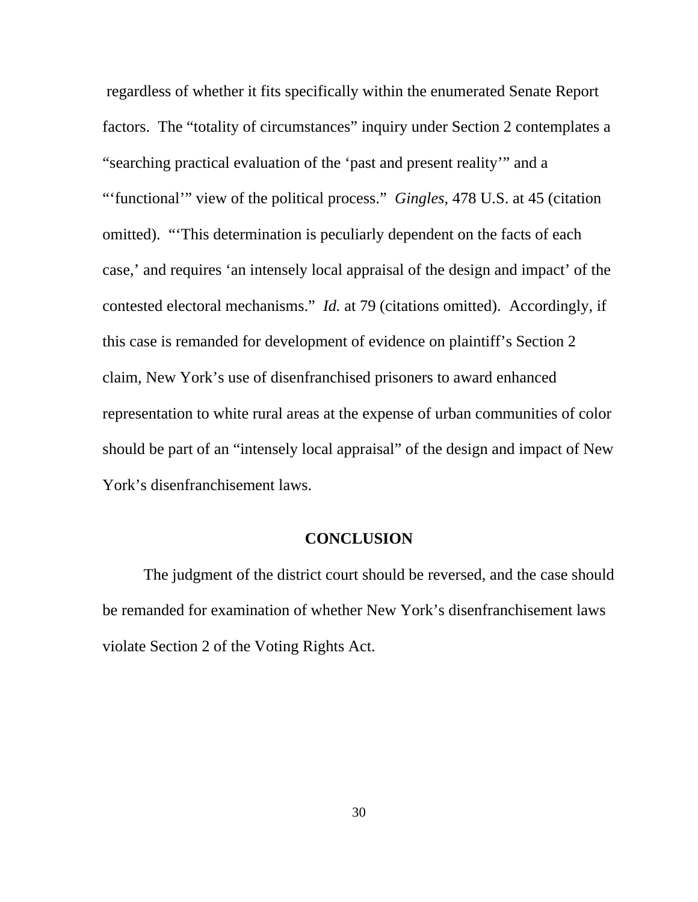regardless of whether it fits specifically within the enumerated Senate Report factors. The "totality of circumstances" inquiry under Section 2 contemplates a "searching practical evaluation of the 'past and present reality'" and a "'functional'" view of the political process." *Gingles*, 478 U.S. at 45 (citation omitted). "'This determination is peculiarly dependent on the facts of each case,' and requires 'an intensely local appraisal of the design and impact' of the contested electoral mechanisms." *Id.* at 79 (citations omitted). Accordingly, if this case is remanded for development of evidence on plaintiff's Section 2 claim, New York's use of disenfranchised prisoners to award enhanced representation to white rural areas at the expense of urban communities of color should be part of an "intensely local appraisal" of the design and impact of New York's disenfranchisement laws.

## CONCLUSION

The judgment of the district court should be reversed, and the case should be remanded for examination of whether New York's disenfranchisement laws violate Section 2 of the Voting Rights Act.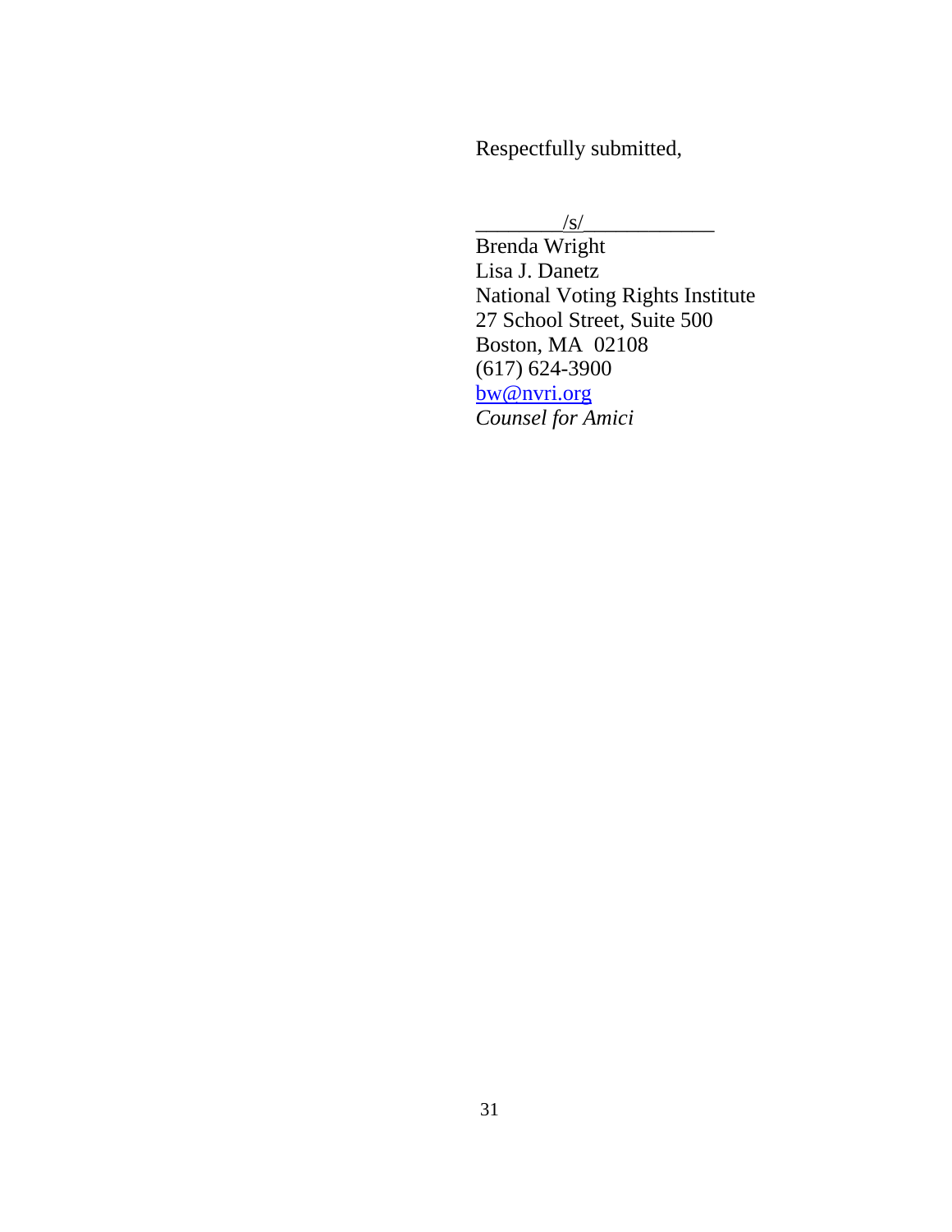Respectfully submitted,

\_\_\_\_\_\_\_\_/s/\_\_\_\_\_\_\_\_\_\_\_\_

Brenda Wright
Lisa J. Danetz
National Voting Rights Institute
27 School Street, Suite 500
Boston, MA  02108
(617) 624-3900
bw@nvri.org
*Counsel for Amici*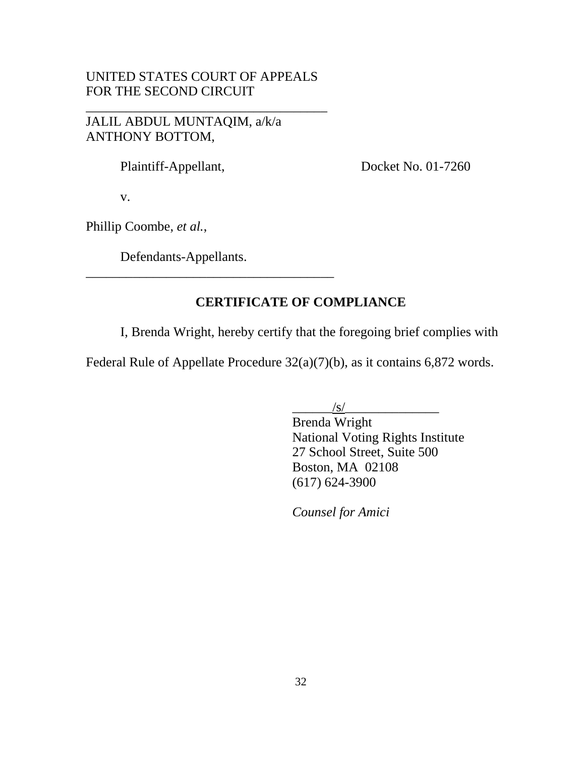UNITED STATES COURT OF APPEALS
FOR THE SECOND CIRCUIT

______________________________________

JALIL ABDUL MUNTAQIM, a/k/a
ANTHONY BOTTOM,

Plaintiff-Appellant, Docket No. 01-7260

v.

Phillip Coombe, *et al.*,

Defendants-Appellants.

______________________________________

**CERTIFICATE OF COMPLIANCE**

I, Brenda Wright, hereby certify that the foregoing brief complies with Federal Rule of Appellate Procedure 32(a)(7)(b), as it contains 6,872 words.

______/s/______________
Brenda Wright
National Voting Rights Institute
27 School Street, Suite 500
Boston, MA 02108
(617) 624-3900

*Counsel for Amici*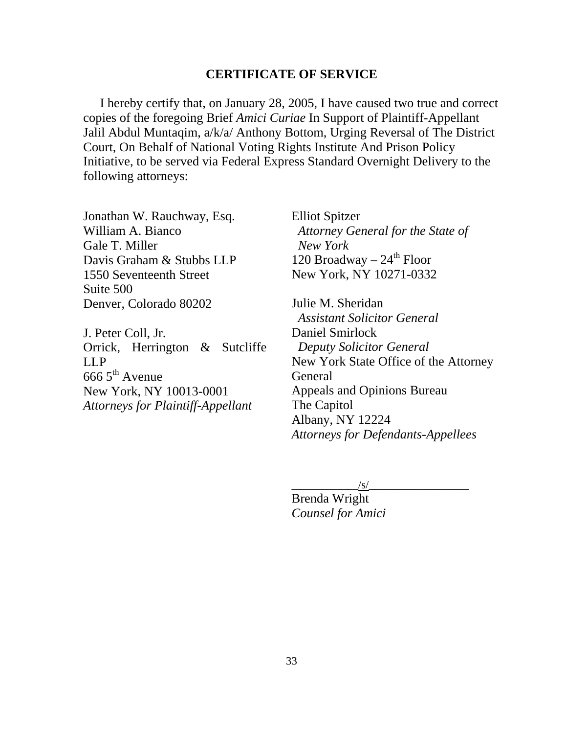## CERTIFICATE OF SERVICE

I hereby certify that, on January 28, 2005, I have caused two true and correct copies of the foregoing Brief *Amici Curiae* In Support of Plaintiff-Appellant Jalil Abdul Muntaqim, a/k/a/ Anthony Bottom, Urging Reversal of The District Court, On Behalf of National Voting Rights Institute And Prison Policy Initiative, to be served via Federal Express Standard Overnight Delivery to the following attorneys:

Jonathan W. Rauchway, Esq.
William A. Bianco
Gale T. Miller
Davis Graham & Stubbs LLP
1550 Seventeenth Street
Suite 500
Denver, Colorado 80202

J. Peter Coll, Jr.
Orrick, Herrington & Sutcliffe LLP
666 5th Avenue
New York, NY 10013-0001
*Attorneys for Plaintiff-Appellant*

Elliot Spitzer
*Attorney General for the State of New York*
120 Broadway – 24th Floor
New York, NY 10271-0332

Julie M. Sheridan
*Assistant Solicitor General*
Daniel Smirlock
*Deputy Solicitor General*
New York State Office of the Attorney General
Appeals and Opinions Bureau
The Capitol
Albany, NY 12224
*Attorneys for Defendants-Appellees*

/s/
Brenda Wright
*Counsel for Amici*